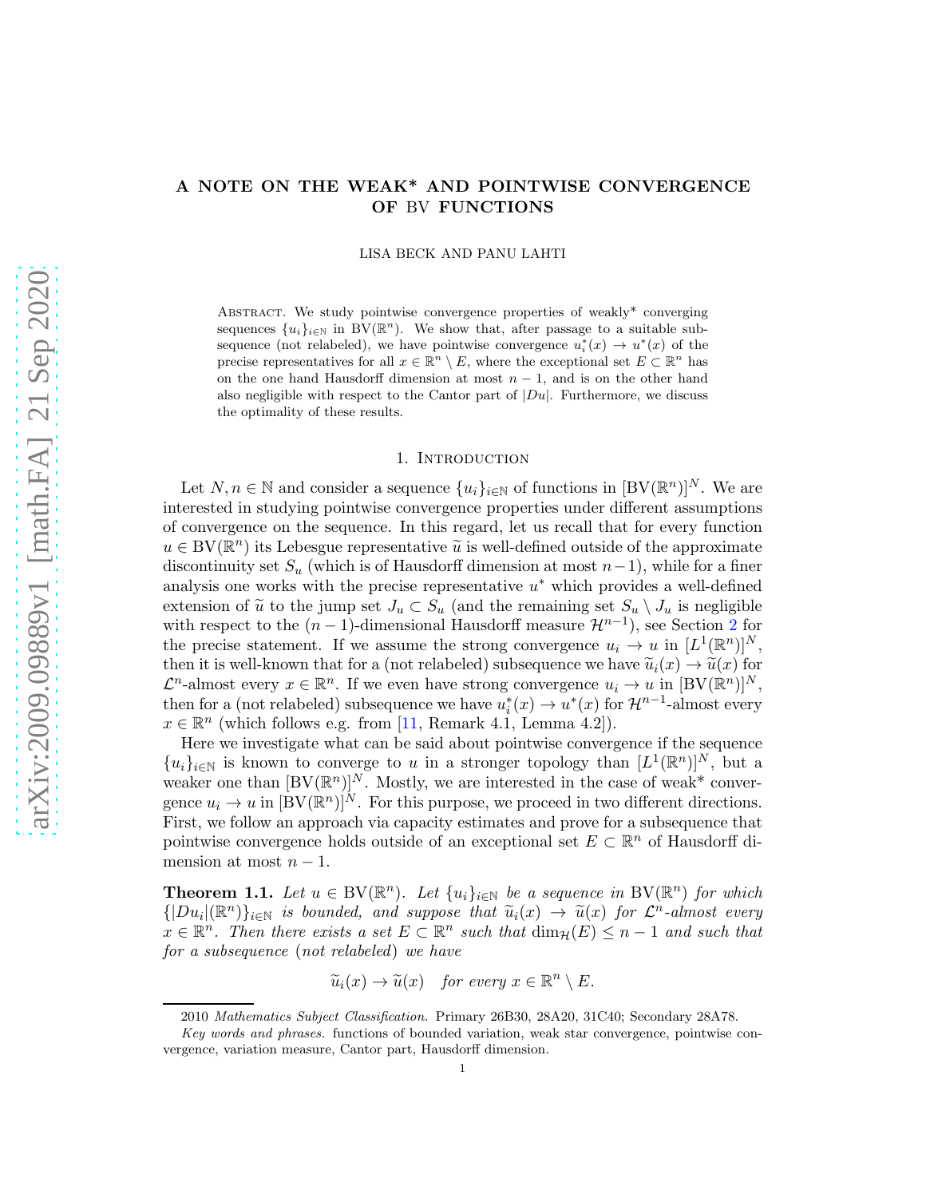# A NOTE ON THE WEAK* AND POINTWISE CONVERGENCE OF BV FUNCTIONS

LISA BECK AND PANU LAHTI

Abstract. We study pointwise convergence properties of weakly* converging sequences $\{u_i\}_{i\in\mathbb{N}}$ in $\mathrm{BV}(\mathbb{R}^n)$. We show that, after passage to a suitable subsequence (not relabeled), we have pointwise convergence $u_i^*(x) \to u^*(x)$ of the precise representatives for all $x \in \mathbb{R}^n \setminus E$, where the exceptional set $E \subset \mathbb{R}^n$ has on the one hand Hausdorff dimension at most $n-1$, and is on the other hand also negligible with respect to the Cantor part of $|Du|$. Furthermore, we discuss the optimality of these results.

## 1. Introduction

Let $N, n \in \mathbb{N}$ and consider a sequence $\{u_i\}_{i\in\mathbb{N}}$ of functions in $[\mathrm{BV}(\mathbb{R}^n)]^N$. We are interested in studying pointwise convergence properties under different assumptions of convergence on the sequence. In this regard, let us recall that for every function $u \in \mathrm{BV}(\mathbb{R}^n)$ its Lebesgue representative $\widetilde{u}$ is well-defined outside of the approximate discontinuity set $S_u$ (which is of Hausdorff dimension at most $n-1$), while for a finer analysis one works with the precise representative $u^*$ which provides a well-defined extension of $\widetilde{u}$ to the jump set $J_u \subset S_u$ (and the remaining set $S_u \setminus J_u$ is negligible with respect to the $(n-1)$-dimensional Hausdorff measure $\mathcal{H}^{n-1}$), see Section 2 for the precise statement. If we assume the strong convergence $u_i \to u$ in $[L^1(\mathbb{R}^n)]^N$, then it is well-known that for a (not relabeled) subsequence we have $\widetilde{u}_i(x) \to \widetilde{u}(x)$ for $\mathcal{L}^n$-almost every $x \in \mathbb{R}^n$. If we even have strong convergence $u_i \to u$ in $[\mathrm{BV}(\mathbb{R}^n)]^N$, then for a (not relabeled) subsequence we have $u_i^*(x) \to u^*(x)$ for $\mathcal{H}^{n-1}$-almost every $x \in \mathbb{R}^n$ (which follows e.g. from [11, Remark 4.1, Lemma 4.2]).

Here we investigate what can be said about pointwise convergence if the sequence $\{u_i\}_{i\in\mathbb{N}}$ is known to converge to $u$ in a stronger topology than $[L^1(\mathbb{R}^n)]^N$, but a weaker one than $[\mathrm{BV}(\mathbb{R}^n)]^N$. Mostly, we are interested in the case of weak* convergence $u_i \to u$ in $[\mathrm{BV}(\mathbb{R}^n)]^N$. For this purpose, we proceed in two different directions. First, we follow an approach via capacity estimates and prove for a subsequence that pointwise convergence holds outside of an exceptional set $E \subset \mathbb{R}^n$ of Hausdorff dimension at most $n-1$.

**Theorem 1.1.** *Let $u \in \mathrm{BV}(\mathbb{R}^n)$. Let $\{u_i\}_{i\in\mathbb{N}}$ be a sequence in $\mathrm{BV}(\mathbb{R}^n)$ for which $\{|Du_i|(\mathbb{R}^n)\}_{i\in\mathbb{N}}$ is bounded, and suppose that $\widetilde{u}_i(x) \to \widetilde{u}(x)$ for $\mathcal{L}^n$-almost every $x \in \mathbb{R}^n$. Then there exists a set $E \subset \mathbb{R}^n$ such that $\dim_{\mathcal{H}}(E) \leq n-1$ and such that for a subsequence (not relabeled) we have*

$$\widetilde{u}_i(x) \to \widetilde{u}(x) \quad \textit{for every } x \in \mathbb{R}^n \setminus E.$$

2010 *Mathematics Subject Classification.* Primary 26B30, 28A20, 31C40; Secondary 28A78.

*Key words and phrases.* functions of bounded variation, weak star convergence, pointwise convergence, variation measure, Cantor part, Hausdorff dimension.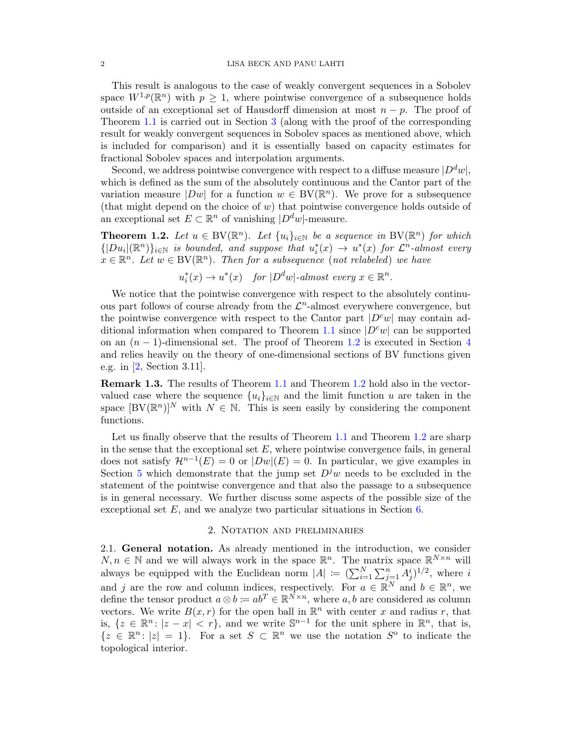This result is analogous to the case of weakly convergent sequences in a Sobolev space $W^{1,p}(\mathbb{R}^n)$ with $p \geq 1$, where pointwise convergence of a subsequence holds outside of an exceptional set of Hausdorff dimension at most $n-p$. The proof of Theorem 1.1 is carried out in Section 3 (along with the proof of the corresponding result for weakly convergent sequences in Sobolev spaces as mentioned above, which is included for comparison) and it is essentially based on capacity estimates for fractional Sobolev spaces and interpolation arguments.

Second, we address pointwise convergence with respect to a diffuse measure $|D^d w|$, which is defined as the sum of the absolutely continuous and the Cantor part of the variation measure $|Dw|$ for a function $w \in \mathrm{BV}(\mathbb{R}^n)$. We prove for a subsequence (that might depend on the choice of $w$) that pointwise convergence holds outside of an exceptional set $E \subset \mathbb{R}^n$ of vanishing $|D^d w|$-measure.

**Theorem 1.2.** *Let $u \in \mathrm{BV}(\mathbb{R}^n)$. Let $\{u_i\}_{i\in\mathbb{N}}$ be a sequence in $\mathrm{BV}(\mathbb{R}^n)$ for which $\{|Du_i|(\mathbb{R}^n)\}_{i\in\mathbb{N}}$ is bounded, and suppose that $u_i^*(x) \to u^*(x)$ for $\mathcal{L}^n$-almost every $x \in \mathbb{R}^n$. Let $w \in \mathrm{BV}(\mathbb{R}^n)$. Then for a subsequence (not relabeled) we have*

$$u_i^*(x) \to u^*(x) \quad \text{for } |D^d w|\text{-almost every } x \in \mathbb{R}^n.$$

We notice that the pointwise convergence with respect to the absolutely continuous part follows of course already from the $\mathcal{L}^n$-almost everywhere convergence, but the pointwise convergence with respect to the Cantor part $|D^c w|$ may contain additional information when compared to Theorem 1.1 since $|D^c w|$ can be supported on an $(n-1)$-dimensional set. The proof of Theorem 1.2 is executed in Section 4 and relies heavily on the theory of one-dimensional sections of BV functions given e.g. in [2, Section 3.11].

**Remark 1.3.** The results of Theorem 1.1 and Theorem 1.2 hold also in the vector-valued case where the sequence $\{u_i\}_{i\in\mathbb{N}}$ and the limit function $u$ are taken in the space $[\mathrm{BV}(\mathbb{R}^n)]^N$ with $N \in \mathbb{N}$. This is seen easily by considering the component functions.

Let us finally observe that the results of Theorem 1.1 and Theorem 1.2 are sharp in the sense that the exceptional set $E$, where pointwise convergence fails, in general does not satisfy $\mathcal{H}^{n-1}(E) = 0$ or $|Dw|(E) = 0$. In particular, we give examples in Section 5 which demonstrate that the jump set $D^j w$ needs to be excluded in the statement of the pointwise convergence and that also the passage to a subsequence is in general necessary. We further discuss some aspects of the possible size of the exceptional set $E$, and we analyze two particular situations in Section 6.

## 2. Notation and preliminaries

2.1. **General notation.** As already mentioned in the introduction, we consider $N, n \in \mathbb{N}$ and we will always work in the space $\mathbb{R}^n$. The matrix space $\mathbb{R}^{N\times n}$ will always be equipped with the Euclidean norm $|A| \coloneqq (\sum_{i=1}^N \sum_{j=1}^n A_j^i)^{1/2}$, where $i$ and $j$ are the row and column indices, respectively. For $a \in \mathbb{R}^N$ and $b \in \mathbb{R}^n$, we define the tensor product $a \otimes b \coloneqq ab^T \in \mathbb{R}^{N\times n}$, where $a, b$ are considered as column vectors. We write $B(x,r)$ for the open ball in $\mathbb{R}^n$ with center $x$ and radius $r$, that is, $\{z \in \mathbb{R}^n : |z-x| < r\}$, and we write $\mathbb{S}^{n-1}$ for the unit sphere in $\mathbb{R}^n$, that is, $\{z \in \mathbb{R}^n : |z| = 1\}$. For a set $S \subset \mathbb{R}^n$ we use the notation $S^{\mathrm{o}}$ to indicate the topological interior.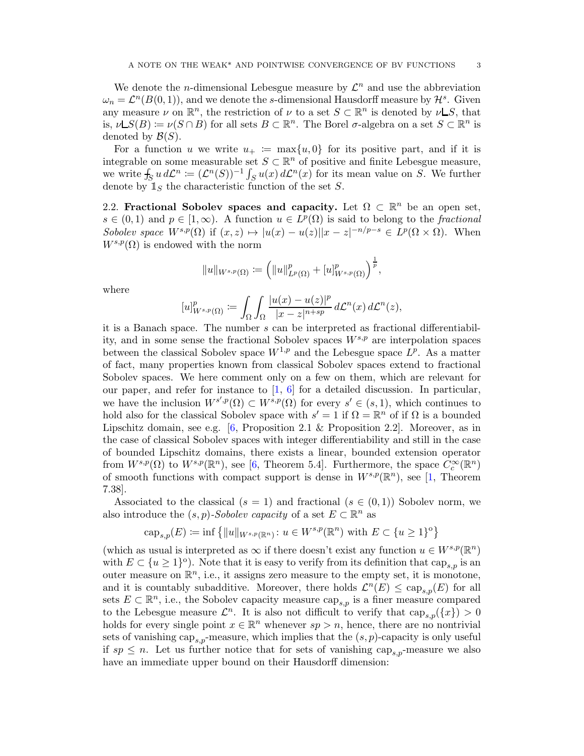We denote the $n$-dimensional Lebesgue measure by $\mathcal{L}^n$ and use the abbreviation $\omega_n = \mathcal{L}^n(B(0,1))$, and we denote the $s$-dimensional Hausdorff measure by $\mathcal{H}^s$. Given any measure $\nu$ on $\mathbb{R}^n$, the restriction of $\nu$ to a set $S \subset \mathbb{R}^n$ is denoted by $\nu \llcorner S$, that is, $\nu \llcorner S(B) := \nu(S \cap B)$ for all sets $B \subset \mathbb{R}^n$. The Borel $\sigma$-algebra on a set $S \subset \mathbb{R}^n$ is denoted by $\mathcal{B}(S)$.

For a function $u$ we write $u_+ := \max\{u, 0\}$ for its positive part, and if it is integrable on some measurable set $S \subset \mathbb{R}^n$ of positive and finite Lebesgue measure, we write $\fint_S u \, d\mathcal{L}^n := (\mathcal{L}^n(S))^{-1} \int_S u(x) \, d\mathcal{L}^n(x)$ for its mean value on $S$. We further denote by $\mathbb{1}_S$ the characteristic function of the set $S$.

### 2.2. Fractional Sobolev spaces and capacity.

Let $\Omega \subset \mathbb{R}^n$ be an open set, $s \in (0,1)$ and $p \in [1, \infty)$. A function $u \in L^p(\Omega)$ is said to belong to the *fractional Sobolev space* $W^{s,p}(\Omega)$ if $(x,z) \mapsto |u(x) - u(z)||x-z|^{-n/p-s} \in L^p(\Omega \times \Omega)$. When $W^{s,p}(\Omega)$ is endowed with the norm

$$\|u\|_{W^{s,p}(\Omega)} := \Big( \|u\|_{L^p(\Omega)}^p + [u]_{W^{s,p}(\Omega)}^p \Big)^{\frac{1}{p}},$$

where

$$[u]_{W^{s,p}(\Omega)}^p := \int_\Omega \int_\Omega \frac{|u(x) - u(z)|^p}{|x-z|^{n+sp}} \, d\mathcal{L}^n(x) \, d\mathcal{L}^n(z),$$

it is a Banach space. The number $s$ can be interpreted as fractional differentiability, and in some sense the fractional Sobolev spaces $W^{s,p}$ are interpolation spaces between the classical Sobolev space $W^{1,p}$ and the Lebesgue space $L^p$. As a matter of fact, many properties known from classical Sobolev spaces extend to fractional Sobolev spaces. We here comment only on a few on them, which are relevant for our paper, and refer for instance to [1, 6] for a detailed discussion. In particular, we have the inclusion $W^{s',p}(\Omega) \subset W^{s,p}(\Omega)$ for every $s' \in (s,1)$, which continues to hold also for the classical Sobolev space with $s' = 1$ if $\Omega = \mathbb{R}^n$ of if $\Omega$ is a bounded Lipschitz domain, see e.g. [6, Proposition 2.1 & Proposition 2.2]. Moreover, as in the case of classical Sobolev spaces with integer differentiability and still in the case of bounded Lipschitz domains, there exists a linear, bounded extension operator from $W^{s,p}(\Omega)$ to $W^{s,p}(\mathbb{R}^n)$, see [6, Theorem 5.4]. Furthermore, the space $C_c^\infty(\mathbb{R}^n)$ of smooth functions with compact support is dense in $W^{s,p}(\mathbb{R}^n)$, see [1, Theorem 7.38].

Associated to the classical ($s = 1$) and fractional ($s \in (0,1)$) Sobolev norm, we also introduce the $(s,p)$-*Sobolev capacity* of a set $E \subset \mathbb{R}^n$ as

$$\operatorname{cap}_{s,p}(E) := \inf \big\{ \|u\|_{W^{s,p}(\mathbb{R}^n)} \colon u \in W^{s,p}(\mathbb{R}^n) \text{ with } E \subset \{u \geq 1\}^{\mathrm{o}} \big\}$$

(which as usual is interpreted as $\infty$ if there doesn't exist any function $u \in W^{s,p}(\mathbb{R}^n)$ with $E \subset \{u \geq 1\}^{\mathrm{o}}$). Note that it is easy to verify from its definition that $\operatorname{cap}_{s,p}$ is an outer measure on $\mathbb{R}^n$, i.e., it assigns zero measure to the empty set, it is monotone, and it is countably subadditive. Moreover, there holds $\mathcal{L}^n(E) \leq \operatorname{cap}_{s,p}(E)$ for all sets $E \subset \mathbb{R}^n$, i.e., the Sobolev capacity measure $\operatorname{cap}_{s,p}$ is a finer measure compared to the Lebesgue measure $\mathcal{L}^n$. It is also not difficult to verify that $\operatorname{cap}_{s,p}(\{x\}) > 0$ holds for every single point $x \in \mathbb{R}^n$ whenever $sp > n$, hence, there are no nontrivial sets of vanishing $\operatorname{cap}_{s,p}$-measure, which implies that the $(s,p)$-capacity is only useful if $sp \leq n$. Let us further notice that for sets of vanishing $\operatorname{cap}_{s,p}$-measure we also have an immediate upper bound on their Hausdorff dimension: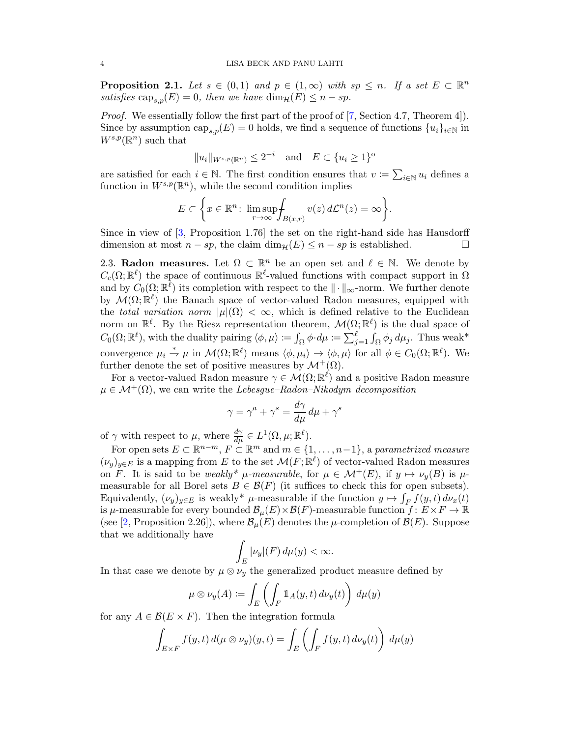**Proposition 2.1.** *Let $s \in (0,1)$ and $p \in (1,\infty)$ with $sp \le n$. If a set $E \subset \mathbb{R}^n$ satisfies $\mathrm{cap}_{s,p}(E) = 0$, then we have $\dim_{\mathcal{H}}(E) \le n - sp$.*

*Proof.* We essentially follow the first part of the proof of [7, Section 4.7, Theorem 4]). Since by assumption $\mathrm{cap}_{s,p}(E) = 0$ holds, we find a sequence of functions $\{u_i\}_{i\in\mathbb{N}}$ in $W^{s,p}(\mathbb{R}^n)$ such that

$$\|u_i\|_{W^{s,p}(\mathbb{R}^n)} \le 2^{-i} \quad \text{and} \quad E \subset \{u_i \ge 1\}^{\mathrm{o}}$$

are satisfied for each $i \in \mathbb{N}$. The first condition ensures that $v \coloneqq \sum_{i\in\mathbb{N}} u_i$ defines a function in $W^{s,p}(\mathbb{R}^n)$, while the second condition implies

$$E \subset \left\{ x \in \mathbb{R}^n \colon \limsup_{r\to\infty} \fint_{B(x,r)} v(z)\, d\mathcal{L}^n(z) = \infty \right\}.$$

Since in view of [3, Proposition 1.76] the set on the right-hand side has Hausdorff dimension at most $n - sp$, the claim $\dim_{\mathcal{H}}(E) \le n - sp$ is established. $\square$

2.3. **Radon measures.** Let $\Omega \subset \mathbb{R}^n$ be an open set and $\ell \in \mathbb{N}$. We denote by $C_c(\Omega;\mathbb{R}^\ell)$ the space of continuous $\mathbb{R}^\ell$-valued functions with compact support in $\Omega$ and by $C_0(\Omega;\mathbb{R}^\ell)$ its completion with respect to the $\|\cdot\|_\infty$-norm. We further denote by $\mathcal{M}(\Omega;\mathbb{R}^\ell)$ the Banach space of vector-valued Radon measures, equipped with the *total variation norm* $|\mu|(\Omega) < \infty$, which is defined relative to the Euclidean norm on $\mathbb{R}^\ell$. By the Riesz representation theorem, $\mathcal{M}(\Omega;\mathbb{R}^\ell)$ is the dual space of $C_0(\Omega;\mathbb{R}^\ell)$, with the duality pairing $\langle \phi, \mu\rangle \coloneqq \int_\Omega \phi \cdot d\mu \coloneqq \sum_{j=1}^\ell \int_\Omega \phi_j\, d\mu_j$. Thus weak* convergence $\mu_i \overset{*}{\rightharpoonup} \mu$ in $\mathcal{M}(\Omega;\mathbb{R}^\ell)$ means $\langle \phi, \mu_i\rangle \to \langle \phi, \mu\rangle$ for all $\phi \in C_0(\Omega;\mathbb{R}^\ell)$. We further denote the set of positive measures by $\mathcal{M}^+(\Omega)$.

For a vector-valued Radon measure $\gamma \in \mathcal{M}(\Omega;\mathbb{R}^\ell)$ and a positive Radon measure $\mu \in \mathcal{M}^+(\Omega)$, we can write the *Lebesgue–Radon–Nikodym decomposition*

$$\gamma = \gamma^a + \gamma^s = \frac{d\gamma}{d\mu}\, d\mu + \gamma^s$$

of $\gamma$ with respect to $\mu$, where $\frac{d\gamma}{d\mu} \in L^1(\Omega,\mu;\mathbb{R}^\ell)$.

For open sets $E \subset \mathbb{R}^{n-m}$, $F \subset \mathbb{R}^m$ and $m \in \{1,\ldots,n-1\}$, a *parametrized measure* $(\nu_y)_{y\in E}$ is a mapping from $E$ to the set $\mathcal{M}(F;\mathbb{R}^\ell)$ of vector-valued Radon measures on $F$. It is said to be *weakly\* $\mu$-measurable*, for $\mu \in \mathcal{M}^+(E)$, if $y \mapsto \nu_y(B)$ is $\mu$-measurable for all Borel sets $B \in \mathcal{B}(F)$ (it suffices to check this for open subsets). Equivalently, $(\nu_y)_{y\in E}$ is weakly* $\mu$-measurable if the function $y \mapsto \int_F f(y,t)\, d\nu_x(t)$ is $\mu$-measurable for every bounded $\mathcal{B}_\mu(E)\times\mathcal{B}(F)$-measurable function $f\colon E\times F \to \mathbb{R}$ (see [2, Proposition 2.26]), where $\mathcal{B}_\mu(E)$ denotes the $\mu$-completion of $\mathcal{B}(E)$. Suppose that we additionally have

$$\int_E |\nu_y|(F)\, d\mu(y) < \infty.$$

In that case we denote by $\mu \otimes \nu_y$ the generalized product measure defined by

$$\mu \otimes \nu_y(A) \coloneqq \int_E \left( \int_F \mathbb{1}_A(y,t)\, d\nu_y(t) \right) d\mu(y)$$

for any $A \in \mathcal{B}(E\times F)$. Then the integration formula

$$\int_{E\times F} f(y,t)\, d(\mu\otimes\nu_y)(y,t) = \int_E \left( \int_F f(y,t)\, d\nu_y(t) \right) d\mu(y)$$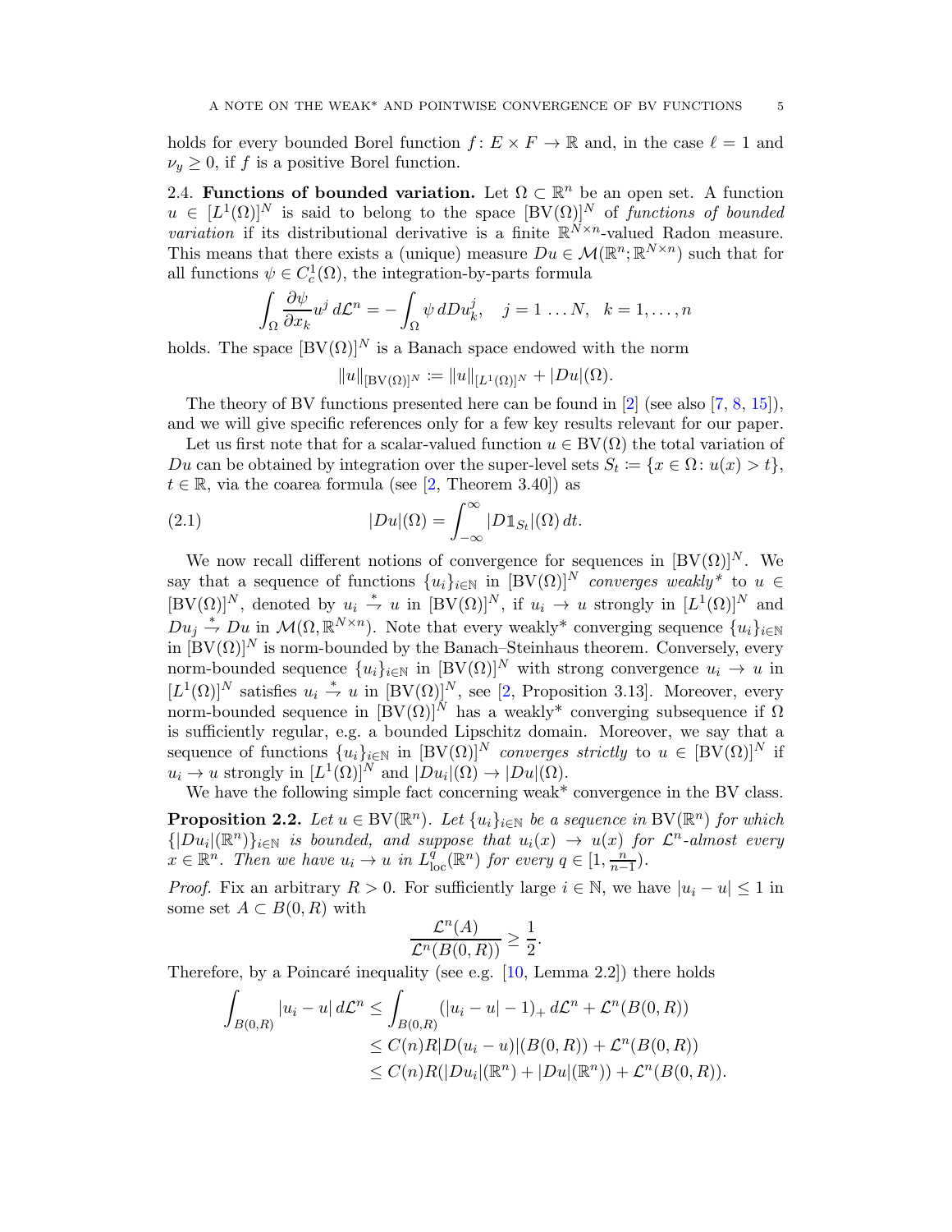holds for every bounded Borel function $f\colon E\times F\to\mathbb{R}$ and, in the case $\ell=1$ and $\nu_y\ge 0$, if $f$ is a positive Borel function.

## 2.4. Functions of bounded variation.

Let $\Omega\subset\mathbb{R}^n$ be an open set. A function $u\in[L^1(\Omega)]^N$ is said to belong to the space $[\mathrm{BV}(\Omega)]^N$ of *functions of bounded variation* if its distributional derivative is a finite $\mathbb{R}^{N\times n}$-valued Radon measure. This means that there exists a (unique) measure $Du\in\mathcal{M}(\mathbb{R}^n;\mathbb{R}^{N\times n})$ such that for all functions $\psi\in C_c^1(\Omega)$, the integration-by-parts formula

$$\int_\Omega \frac{\partial\psi}{\partial x_k}u^j\,d\mathcal{L}^n=-\int_\Omega\psi\,dDu_k^j,\quad j=1\dots N,\quad k=1,\dots,n$$

holds. The space $[\mathrm{BV}(\Omega)]^N$ is a Banach space endowed with the norm

$$\|u\|_{[\mathrm{BV}(\Omega)]^N}:=\|u\|_{[L^1(\Omega)]^N}+|Du|(\Omega).$$

The theory of BV functions presented here can be found in [2] (see also [7, 8, 15]), and we will give specific references only for a few key results relevant for our paper.

Let us first note that for a scalar-valued function $u\in\mathrm{BV}(\Omega)$ the total variation of $Du$ can be obtained by integration over the super-level sets $S_t:=\{x\in\Omega\colon u(x)>t\}$, $t\in\mathbb{R}$, via the coarea formula (see [2, Theorem 3.40]) as

$$|Du|(\Omega)=\int_{-\infty}^{\infty}|D\mathbb{1}_{S_t}|(\Omega)\,dt. \tag{2.1}$$

We now recall different notions of convergence for sequences in $[\mathrm{BV}(\Omega)]^N$. We say that a sequence of functions $\{u_i\}_{i\in\mathbb{N}}$ in $[\mathrm{BV}(\Omega)]^N$ *converges weakly\** to $u\in[\mathrm{BV}(\Omega)]^N$, denoted by $u_i\overset{*}{\rightharpoonup}u$ in $[\mathrm{BV}(\Omega)]^N$, if $u_i\to u$ strongly in $[L^1(\Omega)]^N$ and $Du_j\overset{*}{\rightharpoonup}Du$ in $\mathcal{M}(\Omega,\mathbb{R}^{N\times n})$. Note that every weakly\* converging sequence $\{u_i\}_{i\in\mathbb{N}}$ in $[\mathrm{BV}(\Omega)]^N$ is norm-bounded by the Banach–Steinhaus theorem. Conversely, every norm-bounded sequence $\{u_i\}_{i\in\mathbb{N}}$ in $[\mathrm{BV}(\Omega)]^N$ with strong convergence $u_i\to u$ in $[L^1(\Omega)]^N$ satisfies $u_i\overset{*}{\rightharpoonup}u$ in $[\mathrm{BV}(\Omega)]^N$, see [2, Proposition 3.13]. Moreover, every norm-bounded sequence in $[\mathrm{BV}(\Omega)]^N$ has a weakly\* converging subsequence if $\Omega$ is sufficiently regular, e.g. a bounded Lipschitz domain. Moreover, we say that a sequence of functions $\{u_i\}_{i\in\mathbb{N}}$ in $[\mathrm{BV}(\Omega)]^N$ *converges strictly* to $u\in[\mathrm{BV}(\Omega)]^N$ if $u_i\to u$ strongly in $[L^1(\Omega)]^N$ and $|Du_i|(\Omega)\to|Du|(\Omega)$.

We have the following simple fact concerning weak\* convergence in the BV class.

**Proposition 2.2.** *Let $u\in\mathrm{BV}(\mathbb{R}^n)$. Let $\{u_i\}_{i\in\mathbb{N}}$ be a sequence in $\mathrm{BV}(\mathbb{R}^n)$ for which $\{|Du_i|(\mathbb{R}^n)\}_{i\in\mathbb{N}}$ is bounded, and suppose that $u_i(x)\to u(x)$ for $\mathcal{L}^n$-almost every $x\in\mathbb{R}^n$. Then we have $u_i\to u$ in $L^q_{\mathrm{loc}}(\mathbb{R}^n)$ for every $q\in[1,\frac{n}{n-1})$.*

*Proof.* Fix an arbitrary $R>0$. For sufficiently large $i\in\mathbb{N}$, we have $|u_i-u|\le 1$ in some set $A\subset B(0,R)$ with

$$\frac{\mathcal{L}^n(A)}{\mathcal{L}^n(B(0,R))}\ge\frac{1}{2}.$$

Therefore, by a Poincaré inequality (see e.g. [10, Lemma 2.2]) there holds

$$\begin{aligned}\int_{B(0,R)}|u_i-u|\,d\mathcal{L}^n&\le\int_{B(0,R)}(|u_i-u|-1)_+\,d\mathcal{L}^n+\mathcal{L}^n(B(0,R))\\&\le C(n)R|D(u_i-u)|(B(0,R))+\mathcal{L}^n(B(0,R))\\&\le C(n)R(|Du_i|(\mathbb{R}^n)+|Du|(\mathbb{R}^n))+\mathcal{L}^n(B(0,R)).\end{aligned}$$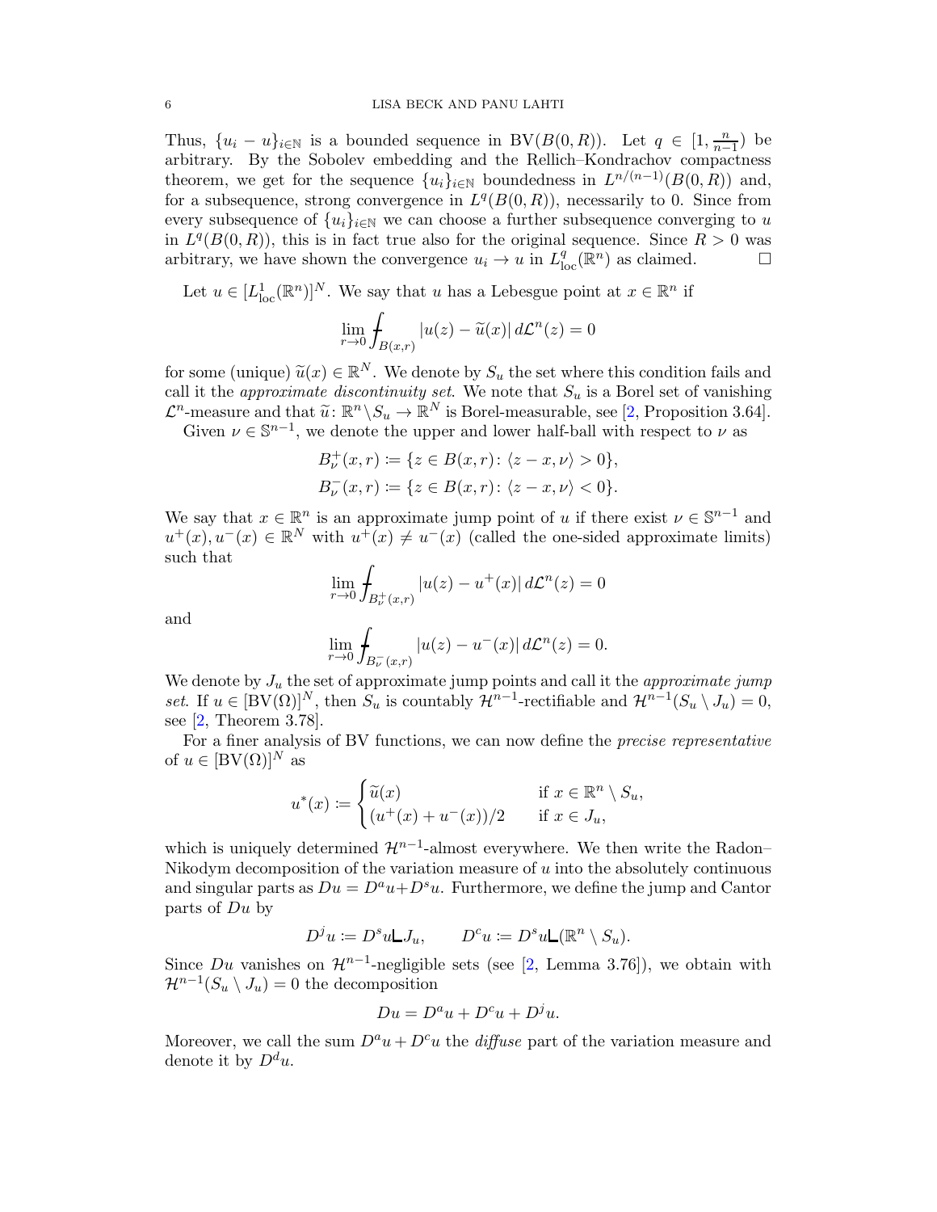Thus, $\{u_i - u\}_{i\in\mathbb{N}}$ is a bounded sequence in $\mathrm{BV}(B(0,R))$. Let $q \in [1, \frac{n}{n-1})$ be arbitrary. By the Sobolev embedding and the Rellich–Kondrachov compactness theorem, we get for the sequence $\{u_i\}_{i\in\mathbb{N}}$ boundedness in $L^{n/(n-1)}(B(0,R))$ and, for a subsequence, strong convergence in $L^q(B(0,R))$, necessarily to 0. Since from every subsequence of $\{u_i\}_{i\in\mathbb{N}}$ we can choose a further subsequence converging to $u$ in $L^q(B(0,R))$, this is in fact true also for the original sequence. Since $R > 0$ was arbitrary, we have shown the convergence $u_i \to u$ in $L^q_{\mathrm{loc}}(\mathbb{R}^n)$ as claimed. □

Let $u \in [L^1_{\mathrm{loc}}(\mathbb{R}^n)]^N$. We say that $u$ has a Lebesgue point at $x \in \mathbb{R}^n$ if

$$\lim_{r\to 0} \fint_{B(x,r)} |u(z) - \widetilde{u}(x)|\, d\mathcal{L}^n(z) = 0$$

for some (unique) $\widetilde{u}(x) \in \mathbb{R}^N$. We denote by $S_u$ the set where this condition fails and call it the *approximate discontinuity set*. We note that $S_u$ is a Borel set of vanishing $\mathcal{L}^n$-measure and that $\widetilde{u}\colon \mathbb{R}^n\setminus S_u \to \mathbb{R}^N$ is Borel-measurable, see [2, Proposition 3.64].

Given $\nu \in \mathbb{S}^{n-1}$, we denote the upper and lower half-ball with respect to $\nu$ as

$$B^+_\nu(x,r) := \{z \in B(x,r)\colon \langle z - x, \nu\rangle > 0\},$$
$$B^-_\nu(x,r) := \{z \in B(x,r)\colon \langle z - x, \nu\rangle < 0\}.$$

We say that $x \in \mathbb{R}^n$ is an approximate jump point of $u$ if there exist $\nu \in \mathbb{S}^{n-1}$ and $u^+(x), u^-(x) \in \mathbb{R}^N$ with $u^+(x) \neq u^-(x)$ (called the one-sided approximate limits) such that

$$\lim_{r\to 0} \fint_{B^+_\nu(x,r)} |u(z) - u^+(x)|\, d\mathcal{L}^n(z) = 0$$

and

$$\lim_{r\to 0} \fint_{B^-_\nu(x,r)} |u(z) - u^-(x)|\, d\mathcal{L}^n(z) = 0.$$

We denote by $J_u$ the set of approximate jump points and call it the *approximate jump set*. If $u \in [\mathrm{BV}(\Omega)]^N$, then $S_u$ is countably $\mathcal{H}^{n-1}$-rectifiable and $\mathcal{H}^{n-1}(S_u \setminus J_u) = 0$, see [2, Theorem 3.78].

For a finer analysis of BV functions, we can now define the *precise representative* of $u \in [\mathrm{BV}(\Omega)]^N$ as

$$u^*(x) := \begin{cases} \widetilde{u}(x) & \text{if } x \in \mathbb{R}^n \setminus S_u, \\ (u^+(x) + u^-(x))/2 & \text{if } x \in J_u, \end{cases}$$

which is uniquely determined $\mathcal{H}^{n-1}$-almost everywhere. We then write the Radon–Nikodym decomposition of the variation measure of $u$ into the absolutely continuous and singular parts as $Du = D^a u + D^s u$. Furthermore, we define the jump and Cantor parts of $Du$ by

$$D^j u := D^s u \llcorner J_u, \qquad D^c u := D^s u \llcorner (\mathbb{R}^n \setminus S_u).$$

Since $Du$ vanishes on $\mathcal{H}^{n-1}$-negligible sets (see [2, Lemma 3.76]), we obtain with $\mathcal{H}^{n-1}(S_u \setminus J_u) = 0$ the decomposition

$$Du = D^a u + D^c u + D^j u.$$

Moreover, we call the sum $D^a u + D^c u$ the *diffuse* part of the variation measure and denote it by $D^d u$.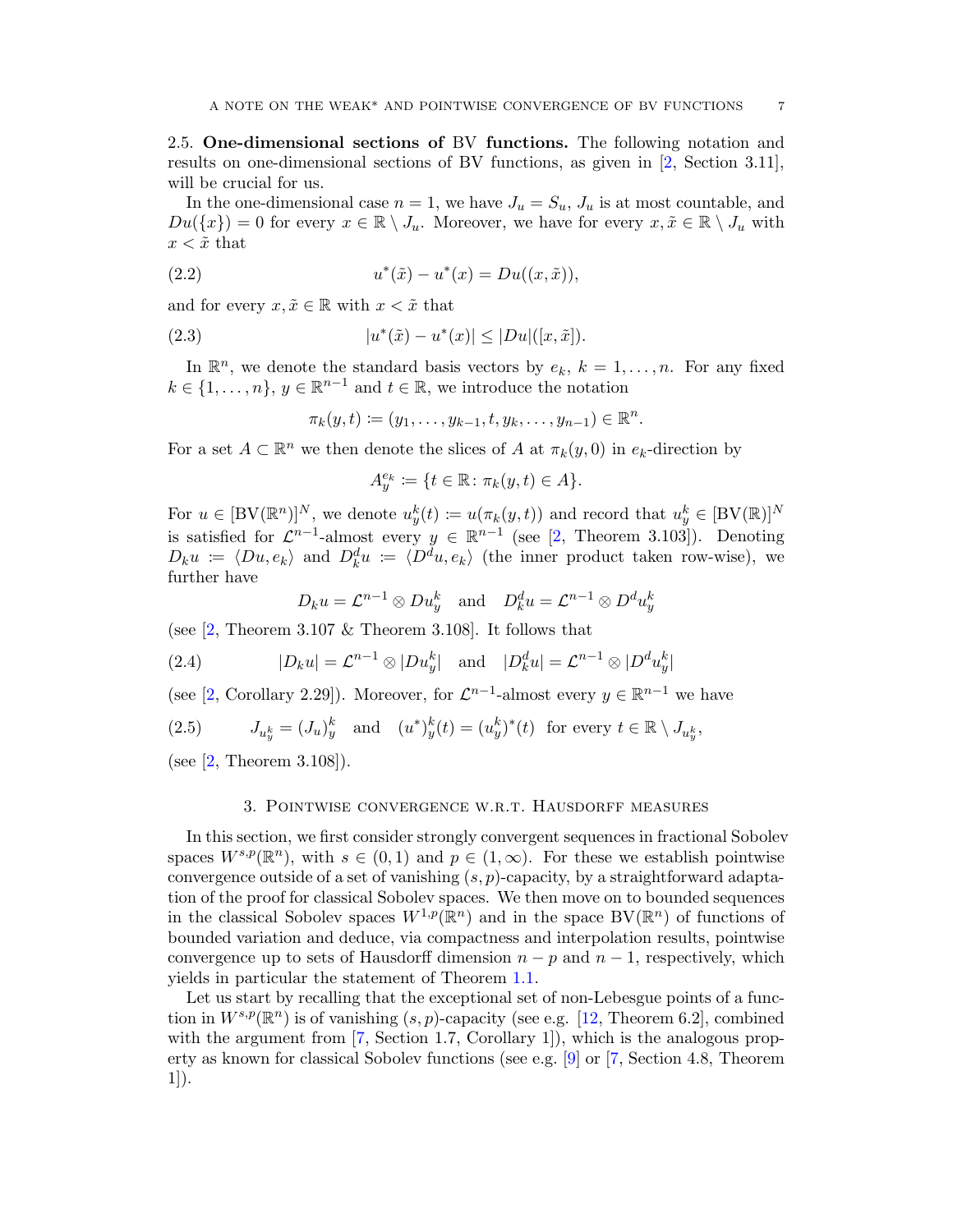### 2.5. One-dimensional sections of BV functions.

The following notation and results on one-dimensional sections of BV functions, as given in [2, Section 3.11], will be crucial for us.

In the one-dimensional case $n = 1$, we have $J_u = S_u$, $J_u$ is at most countable, and $Du(\{x\}) = 0$ for every $x \in \mathbb{R} \setminus J_u$. Moreover, we have for every $x, \tilde{x} \in \mathbb{R} \setminus J_u$ with $x < \tilde{x}$ that

$$u^*(\tilde{x}) - u^*(x) = Du((x, \tilde{x})), \tag{2.2}$$

and for every $x, \tilde{x} \in \mathbb{R}$ with $x < \tilde{x}$ that

$$|u^*(\tilde{x}) - u^*(x)| \leq |Du|([x, \tilde{x}]). \tag{2.3}$$

In $\mathbb{R}^n$, we denote the standard basis vectors by $e_k$, $k = 1, \ldots, n$. For any fixed $k \in \{1, \ldots, n\}$, $y \in \mathbb{R}^{n-1}$ and $t \in \mathbb{R}$, we introduce the notation

$$\pi_k(y, t) \coloneqq (y_1, \ldots, y_{k-1}, t, y_k, \ldots, y_{n-1}) \in \mathbb{R}^n.$$

For a set $A \subset \mathbb{R}^n$ we then denote the slices of $A$ at $\pi_k(y, 0)$ in $e_k$-direction by

$$A_y^{e_k} \coloneqq \{t \in \mathbb{R} \colon \pi_k(y, t) \in A\}.$$

For $u \in [\mathrm{BV}(\mathbb{R}^n)]^N$, we denote $u_y^k(t) \coloneqq u(\pi_k(y, t))$ and record that $u_y^k \in [\mathrm{BV}(\mathbb{R})]^N$ is satisfied for $\mathcal{L}^{n-1}$-almost every $y \in \mathbb{R}^{n-1}$ (see [2, Theorem 3.103]). Denoting $D_k u \coloneqq \langle Du, e_k \rangle$ and $D_k^d u \coloneqq \langle D^d u, e_k \rangle$ (the inner product taken row-wise), we further have

$$D_k u = \mathcal{L}^{n-1} \otimes Du_y^k \quad \text{and} \quad D_k^d u = \mathcal{L}^{n-1} \otimes D^d u_y^k$$

(see [2, Theorem 3.107 & Theorem 3.108]. It follows that

$$|D_k u| = \mathcal{L}^{n-1} \otimes |Du_y^k| \quad \text{and} \quad |D_k^d u| = \mathcal{L}^{n-1} \otimes |D^d u_y^k| \tag{2.4}$$

(see [2, Corollary 2.29]). Moreover, for $\mathcal{L}^{n-1}$-almost every $y \in \mathbb{R}^{n-1}$ we have

$$J_{u_y^k} = (J_u)_y^k \quad \text{and} \quad (u^*)_y^k(t) = (u_y^k)^*(t) \ \text{ for every } t \in \mathbb{R} \setminus J_{u_y^k}, \tag{2.5}$$

(see [2, Theorem 3.108]).

## 3. Pointwise convergence w.r.t. Hausdorff measures

In this section, we first consider strongly convergent sequences in fractional Sobolev spaces $W^{s,p}(\mathbb{R}^n)$, with $s \in (0, 1)$ and $p \in (1, \infty)$. For these we establish pointwise convergence outside of a set of vanishing $(s, p)$-capacity, by a straightforward adaptation of the proof for classical Sobolev spaces. We then move on to bounded sequences in the classical Sobolev spaces $W^{1,p}(\mathbb{R}^n)$ and in the space $\mathrm{BV}(\mathbb{R}^n)$ of functions of bounded variation and deduce, via compactness and interpolation results, pointwise convergence up to sets of Hausdorff dimension $n - p$ and $n - 1$, respectively, which yields in particular the statement of Theorem 1.1.

Let us start by recalling that the exceptional set of non-Lebesgue points of a function in $W^{s,p}(\mathbb{R}^n)$ is of vanishing $(s, p)$-capacity (see e.g. [12, Theorem 6.2], combined with the argument from [7, Section 1.7, Corollary 1]), which is the analogous property as known for classical Sobolev functions (see e.g. [9] or [7, Section 4.8, Theorem 1]).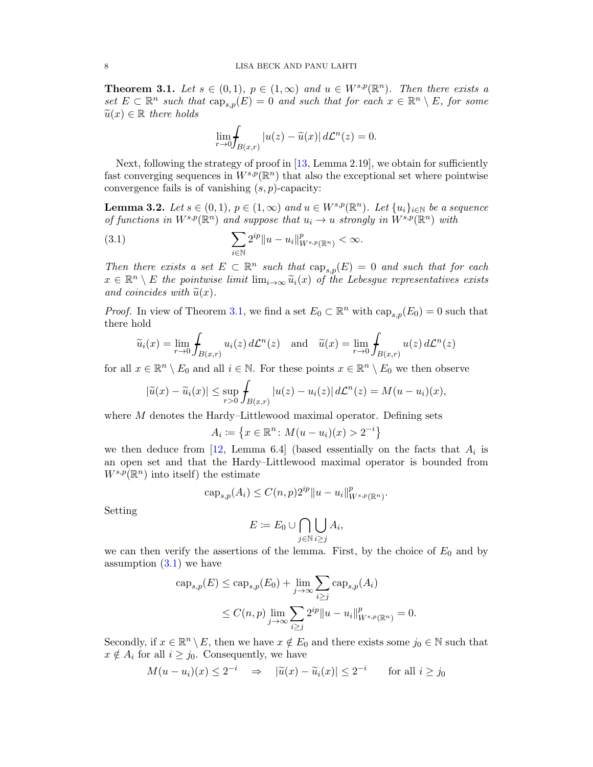**Theorem 3.1.** *Let $s \in (0,1)$, $p \in (1,\infty)$ and $u \in W^{s,p}(\mathbb{R}^n)$. Then there exists a set $E \subset \mathbb{R}^n$ such that $\operatorname{cap}_{s,p}(E) = 0$ and such that for each $x \in \mathbb{R}^n \setminus E$, for some $\widetilde{u}(x) \in \mathbb{R}$ there holds*

$$\lim_{r\to 0} \fint_{B(x,r)} |u(z) - \widetilde{u}(x)| \, d\mathcal{L}^n(z) = 0.$$

Next, following the strategy of proof in [13, Lemma 2.19], we obtain for sufficiently fast converging sequences in $W^{s,p}(\mathbb{R}^n)$ that also the exceptional set where pointwise convergence fails is of vanishing $(s,p)$-capacity:

**Lemma 3.2.** *Let $s \in (0,1)$, $p \in (1,\infty)$ and $u \in W^{s,p}(\mathbb{R}^n)$. Let $\{u_i\}_{i\in\mathbb{N}}$ be a sequence of functions in $W^{s,p}(\mathbb{R}^n)$ and suppose that $u_i \to u$ strongly in $W^{s,p}(\mathbb{R}^n)$ with*

$$\sum_{i\in\mathbb{N}} 2^{ip} \|u - u_i\|^p_{W^{s,p}(\mathbb{R}^n)} < \infty. \tag{3.1}$$

*Then there exists a set $E \subset \mathbb{R}^n$ such that $\operatorname{cap}_{s,p}(E) = 0$ and such that for each $x \in \mathbb{R}^n \setminus E$ the pointwise limit $\lim_{i\to\infty} \widetilde{u}_i(x)$ of the Lebesgue representatives exists and coincides with $\widetilde{u}(x)$.*

*Proof.* In view of Theorem 3.1, we find a set $E_0 \subset \mathbb{R}^n$ with $\operatorname{cap}_{s,p}(E_0) = 0$ such that there hold

$$\widetilde{u}_i(x) = \lim_{r\to 0} \fint_{B(x,r)} u_i(z) \, d\mathcal{L}^n(z) \quad \text{and} \quad \widetilde{u}(x) = \lim_{r\to 0} \fint_{B(x,r)} u(z) \, d\mathcal{L}^n(z)$$

for all $x \in \mathbb{R}^n \setminus E_0$ and all $i \in \mathbb{N}$. For these points $x \in \mathbb{R}^n \setminus E_0$ we then observe

$$|\widetilde{u}(x) - \widetilde{u}_i(x)| \le \sup_{r>0} \fint_{B(x,r)} |u(z) - u_i(z)| \, d\mathcal{L}^n(z) = M(u - u_i)(x),$$

where $M$ denotes the Hardy–Littlewood maximal operator. Defining sets

$$A_i := \left\{x \in \mathbb{R}^n \colon M(u - u_i)(x) > 2^{-i}\right\}$$

we then deduce from [12, Lemma 6.4] (based essentially on the facts that $A_i$ is an open set and that the Hardy–Littlewood maximal operator is bounded from $W^{s,p}(\mathbb{R}^n)$ into itself) the estimate

$$\operatorname{cap}_{s,p}(A_i) \le C(n,p) 2^{ip} \|u - u_i\|^p_{W^{s,p}(\mathbb{R}^n)}.$$

Setting

$$E := E_0 \cup \bigcap_{j\in\mathbb{N}} \bigcup_{i\ge j} A_i,$$

we can then verify the assertions of the lemma. First, by the choice of $E_0$ and by assumption (3.1) we have

$$\begin{aligned}
\operatorname{cap}_{s,p}(E) &\le \operatorname{cap}_{s,p}(E_0) + \lim_{j\to\infty} \sum_{i\ge j} \operatorname{cap}_{s,p}(A_i) \\
&\le C(n,p) \lim_{j\to\infty} \sum_{i\ge j} 2^{ip} \|u - u_i\|^p_{W^{s,p}(\mathbb{R}^n)} = 0.
\end{aligned}$$

Secondly, if $x \in \mathbb{R}^n \setminus E$, then we have $x \notin E_0$ and there exists some $j_0 \in \mathbb{N}$ such that $x \notin A_i$ for all $i \ge j_0$. Consequently, we have

$$M(u - u_i)(x) \le 2^{-i} \quad \Rightarrow \quad |\widetilde{u}(x) - \widetilde{u}_i(x)| \le 2^{-i} \qquad \text{for all } i \ge j_0$$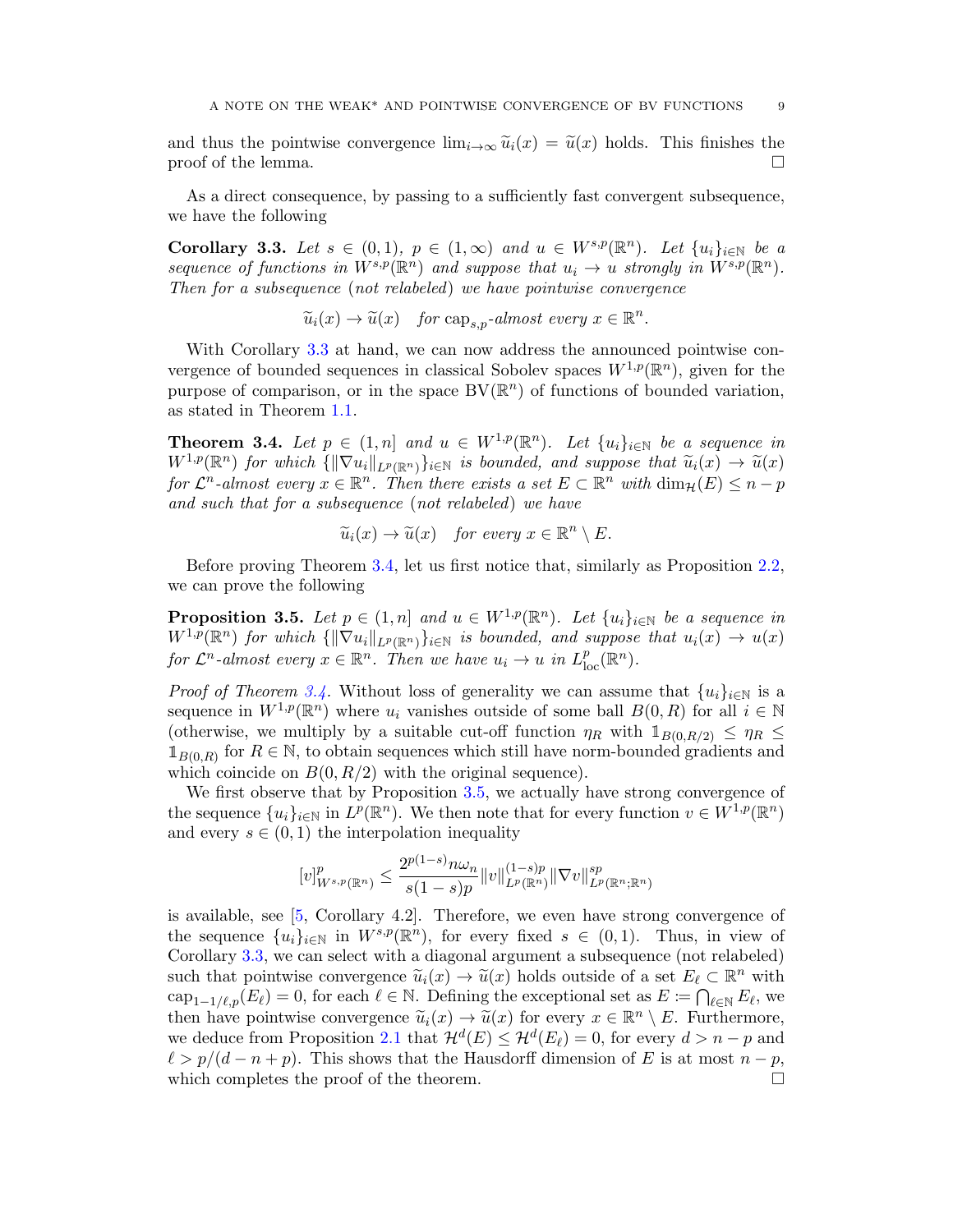and thus the pointwise convergence $\lim_{i\to\infty} \widetilde{u}_i(x) = \widetilde{u}(x)$ holds. This finishes the proof of the lemma. □

As a direct consequence, by passing to a sufficiently fast convergent subsequence, we have the following

**Corollary 3.3.** *Let $s \in (0,1)$, $p \in (1,\infty)$ and $u \in W^{s,p}(\mathbb{R}^n)$. Let $\{u_i\}_{i\in\mathbb{N}}$ be a sequence of functions in $W^{s,p}(\mathbb{R}^n)$ and suppose that $u_i \to u$ strongly in $W^{s,p}(\mathbb{R}^n)$. Then for a subsequence (not relabeled) we have pointwise convergence*

$$\widetilde{u}_i(x) \to \widetilde{u}(x) \quad \text{for } \operatorname{cap}_{s,p}\text{-almost every } x \in \mathbb{R}^n.$$

With Corollary 3.3 at hand, we can now address the announced pointwise convergence of bounded sequences in classical Sobolev spaces $W^{1,p}(\mathbb{R}^n)$, given for the purpose of comparison, or in the space $\mathrm{BV}(\mathbb{R}^n)$ of functions of bounded variation, as stated in Theorem 1.1.

**Theorem 3.4.** *Let $p \in (1,n]$ and $u \in W^{1,p}(\mathbb{R}^n)$. Let $\{u_i\}_{i\in\mathbb{N}}$ be a sequence in $W^{1,p}(\mathbb{R}^n)$ for which $\{\|\nabla u_i\|_{L^p(\mathbb{R}^n)}\}_{i\in\mathbb{N}}$ is bounded, and suppose that $\widetilde{u}_i(x) \to \widetilde{u}(x)$ for $\mathcal{L}^n$-almost every $x \in \mathbb{R}^n$. Then there exists a set $E \subset \mathbb{R}^n$ with $\dim_{\mathcal{H}}(E) \le n - p$ and such that for a subsequence (not relabeled) we have*

$$\widetilde{u}_i(x) \to \widetilde{u}(x) \quad \text{for every } x \in \mathbb{R}^n \setminus E.$$

Before proving Theorem 3.4, let us first notice that, similarly as Proposition 2.2, we can prove the following

**Proposition 3.5.** *Let $p \in (1,n]$ and $u \in W^{1,p}(\mathbb{R}^n)$. Let $\{u_i\}_{i\in\mathbb{N}}$ be a sequence in $W^{1,p}(\mathbb{R}^n)$ for which $\{\|\nabla u_i\|_{L^p(\mathbb{R}^n)}\}_{i\in\mathbb{N}}$ is bounded, and suppose that $u_i(x) \to u(x)$ for $\mathcal{L}^n$-almost every $x \in \mathbb{R}^n$. Then we have $u_i \to u$ in $L^p_{\mathrm{loc}}(\mathbb{R}^n)$.*

*Proof of Theorem 3.4.* Without loss of generality we can assume that $\{u_i\}_{i\in\mathbb{N}}$ is a sequence in $W^{1,p}(\mathbb{R}^n)$ where $u_i$ vanishes outside of some ball $B(0,R)$ for all $i \in \mathbb{N}$ (otherwise, we multiply by a suitable cut-off function $\eta_R$ with $\mathbb{1}_{B(0,R/2)} \le \eta_R \le \mathbb{1}_{B(0,R)}$ for $R \in \mathbb{N}$, to obtain sequences which still have norm-bounded gradients and which coincide on $B(0,R/2)$ with the original sequence).

We first observe that by Proposition 3.5, we actually have strong convergence of the sequence $\{u_i\}_{i\in\mathbb{N}}$ in $L^p(\mathbb{R}^n)$. We then note that for every function $v \in W^{1,p}(\mathbb{R}^n)$ and every $s \in (0,1)$ the interpolation inequality

$$[v]^p_{W^{s,p}(\mathbb{R}^n)} \le \frac{2^{p(1-s)} n\omega_n}{s(1-s)p} \|v\|^{(1-s)p}_{L^p(\mathbb{R}^n)} \|\nabla v\|^{sp}_{L^p(\mathbb{R}^n;\mathbb{R}^n)}$$

is available, see [5, Corollary 4.2]. Therefore, we even have strong convergence of the sequence $\{u_i\}_{i\in\mathbb{N}}$ in $W^{s,p}(\mathbb{R}^n)$, for every fixed $s \in (0,1)$. Thus, in view of Corollary 3.3, we can select with a diagonal argument a subsequence (not relabeled) such that pointwise convergence $\widetilde{u}_i(x) \to \widetilde{u}(x)$ holds outside of a set $E_\ell \subset \mathbb{R}^n$ with $\operatorname{cap}_{1-1/\ell,p}(E_\ell) = 0$, for each $\ell \in \mathbb{N}$. Defining the exceptional set as $E := \bigcap_{\ell\in\mathbb{N}} E_\ell$, we then have pointwise convergence $\widetilde{u}_i(x) \to \widetilde{u}(x)$ for every $x \in \mathbb{R}^n \setminus E$. Furthermore, we deduce from Proposition 2.1 that $\mathcal{H}^d(E) \le \mathcal{H}^d(E_\ell) = 0$, for every $d > n - p$ and $\ell > p/(d - n + p)$. This shows that the Hausdorff dimension of $E$ is at most $n - p$, which completes the proof of the theorem. □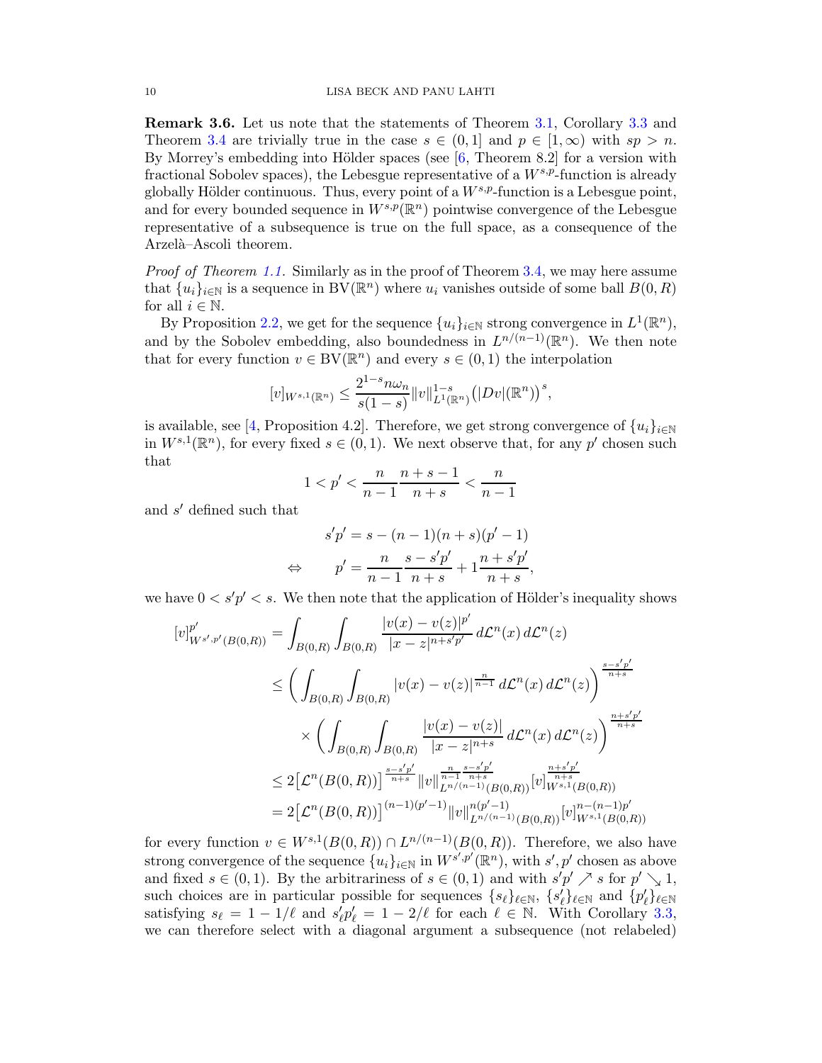**Remark 3.6.** Let us note that the statements of Theorem 3.1, Corollary 3.3 and Theorem 3.4 are trivially true in the case $s \in (0,1]$ and $p \in [1,\infty)$ with $sp > n$. By Morrey's embedding into Hölder spaces (see [6, Theorem 8.2] for a version with fractional Sobolev spaces), the Lebesgue representative of a $W^{s,p}$-function is already globally Hölder continuous. Thus, every point of a $W^{s,p}$-function is a Lebesgue point, and for every bounded sequence in $W^{s,p}(\mathbb{R}^n)$ pointwise convergence of the Lebesgue representative of a subsequence is true on the full space, as a consequence of the Arzelà–Ascoli theorem.

*Proof of Theorem 1.1.* Similarly as in the proof of Theorem 3.4, we may here assume that $\{u_i\}_{i\in\mathbb{N}}$ is a sequence in $\mathrm{BV}(\mathbb{R}^n)$ where $u_i$ vanishes outside of some ball $B(0,R)$ for all $i \in \mathbb{N}$.

By Proposition 2.2, we get for the sequence $\{u_i\}_{i\in\mathbb{N}}$ strong convergence in $L^1(\mathbb{R}^n)$, and by the Sobolev embedding, also boundedness in $L^{n/(n-1)}(\mathbb{R}^n)$. We then note that for every function $v \in \mathrm{BV}(\mathbb{R}^n)$ and every $s \in (0,1)$ the interpolation

$$[v]_{W^{s,1}(\mathbb{R}^n)} \leq \frac{2^{1-s} n\omega_n}{s(1-s)} \|v\|_{L^1(\mathbb{R}^n)}^{1-s} \big(|Dv|(\mathbb{R}^n)\big)^s,$$

is available, see [4, Proposition 4.2]. Therefore, we get strong convergence of $\{u_i\}_{i\in\mathbb{N}}$ in $W^{s,1}(\mathbb{R}^n)$, for every fixed $s \in (0,1)$. We next observe that, for any $p'$ chosen such that

$$1 < p' < \frac{n}{n-1}\frac{n+s-1}{n+s} < \frac{n}{n-1}$$

and $s'$ defined such that

$$\begin{aligned}
& s'p' = s - (n-1)(n+s)(p'-1) \\
\Leftrightarrow \qquad & p' = \frac{n}{n-1}\frac{s-s'p'}{n+s} + 1\frac{n+s'p'}{n+s},
\end{aligned}$$

we have $0 < s'p' < s$. We then note that the application of Hölder's inequality shows

$$\begin{aligned}
[v]_{W^{s',p'}(B(0,R))}^{p'} &= \int_{B(0,R)}\int_{B(0,R)} \frac{|v(x)-v(z)|^{p'}}{|x-z|^{n+s'p'}}\, d\mathcal{L}^n(x)\, d\mathcal{L}^n(z) \\
&\leq \bigg( \int_{B(0,R)}\int_{B(0,R)} |v(x)-v(z)|^{\frac{n}{n-1}}\, d\mathcal{L}^n(x)\, d\mathcal{L}^n(z)\bigg)^{\frac{s-s'p'}{n+s}} \\
&\qquad \times \bigg( \int_{B(0,R)}\int_{B(0,R)} \frac{|v(x)-v(z)|}{|x-z|^{n+s}}\, d\mathcal{L}^n(x)\, d\mathcal{L}^n(z)\bigg)^{\frac{n+s'p'}{n+s}} \\
&\leq 2\big[\mathcal{L}^n(B(0,R))\big]^{\frac{s-s'p'}{n+s}} \|v\|_{L^{n/(n-1)}(B(0,R))}^{\frac{n}{n-1}\frac{s-s'p'}{n+s}} [v]_{W^{s,1}(B(0,R))}^{\frac{n+s'p'}{n+s}} \\
&= 2\big[\mathcal{L}^n(B(0,R))\big]^{(n-1)(p'-1)} \|v\|_{L^{n/(n-1)}(B(0,R))}^{n(p'-1)} [v]_{W^{s,1}(B(0,R))}^{n-(n-1)p'}
\end{aligned}$$

for every function $v \in W^{s,1}(B(0,R)) \cap L^{n/(n-1)}(B(0,R))$. Therefore, we also have strong convergence of the sequence $\{u_i\}_{i\in\mathbb{N}}$ in $W^{s',p'}(\mathbb{R}^n)$, with $s', p'$ chosen as above and fixed $s \in (0,1)$. By the arbitrariness of $s \in (0,1)$ and with $s'p' \nearrow s$ for $p' \searrow 1$, such choices are in particular possible for sequences $\{s_\ell\}_{\ell\in\mathbb{N}}$, $\{s'_\ell\}_{\ell\in\mathbb{N}}$ and $\{p'_\ell\}_{\ell\in\mathbb{N}}$ satisfying $s_\ell = 1 - 1/\ell$ and $s'_\ell p'_\ell = 1 - 2/\ell$ for each $\ell \in \mathbb{N}$. With Corollary 3.3, we can therefore select with a diagonal argument a subsequence (not relabeled)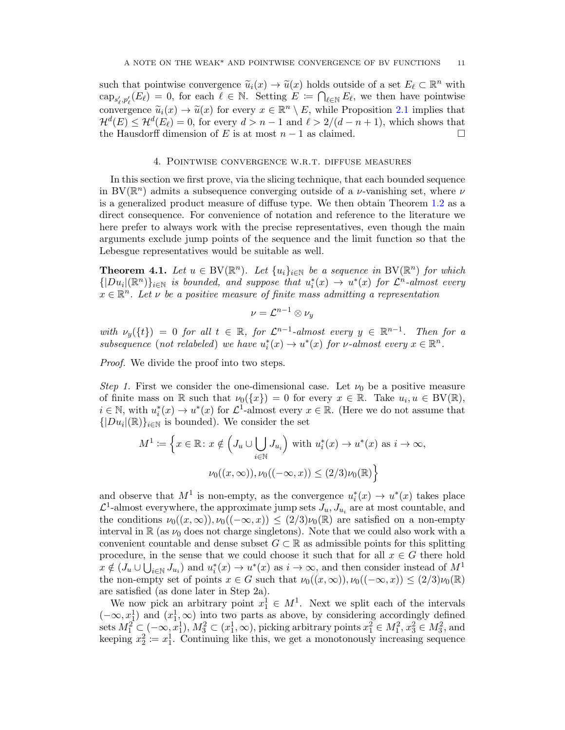such that pointwise convergence $\widetilde{u}_i(x) \to \widetilde{u}(x)$ holds outside of a set $E_\ell \subset \mathbb{R}^n$ with $\operatorname{cap}_{s'_\ell, p'_\ell}(E_\ell) = 0$, for each $\ell \in \mathbb{N}$. Setting $E := \bigcap_{\ell \in \mathbb{N}} E_\ell$, we then have pointwise convergence $\widetilde{u}_i(x) \to \widetilde{u}(x)$ for every $x \in \mathbb{R}^n \setminus E$, while Proposition 2.1 implies that $\mathcal{H}^d(E) \le \mathcal{H}^d(E_\ell) = 0$, for every $d > n-1$ and $\ell > 2/(d-n+1)$, which shows that the Hausdorff dimension of $E$ is at most $n-1$ as claimed. □

## 4. Pointwise convergence w.r.t. diffuse measures

In this section we first prove, via the slicing technique, that each bounded sequence in $\mathrm{BV}(\mathbb{R}^n)$ admits a subsequence converging outside of a $\nu$-vanishing set, where $\nu$ is a generalized product measure of diffuse type. We then obtain Theorem 1.2 as a direct consequence. For convenience of notation and reference to the literature we here prefer to always work with the precise representatives, even though the main arguments exclude jump points of the sequence and the limit function so that the Lebesgue representatives would be suitable as well.

**Theorem 4.1.** *Let $u \in \mathrm{BV}(\mathbb{R}^n)$. Let $\{u_i\}_{i\in\mathbb{N}}$ be a sequence in $\mathrm{BV}(\mathbb{R}^n)$ for which $\{|Du_i|(\mathbb{R}^n)\}_{i\in\mathbb{N}}$ is bounded, and suppose that $u_i^*(x) \to u^*(x)$ for $\mathcal{L}^n$-almost every $x \in \mathbb{R}^n$. Let $\nu$ be a positive measure of finite mass admitting a representation*

$$\nu = \mathcal{L}^{n-1} \otimes \nu_y$$

*with $\nu_y(\{t\}) = 0$ for all $t \in \mathbb{R}$, for $\mathcal{L}^{n-1}$-almost every $y \in \mathbb{R}^{n-1}$. Then for a subsequence (not relabeled) we have $u_i^*(x) \to u^*(x)$ for $\nu$-almost every $x \in \mathbb{R}^n$.*

*Proof.* We divide the proof into two steps.

*Step 1.* First we consider the one-dimensional case. Let $\nu_0$ be a positive measure of finite mass on $\mathbb{R}$ such that $\nu_0(\{x\}) = 0$ for every $x \in \mathbb{R}$. Take $u_i, u \in \mathrm{BV}(\mathbb{R})$, $i \in \mathbb{N}$, with $u_i^*(x) \to u^*(x)$ for $\mathcal{L}^1$-almost every $x \in \mathbb{R}$. (Here we do not assume that $\{|Du_i|(\mathbb{R})\}_{i\in\mathbb{N}}$ is bounded). We consider the set

$$M^1 := \Big\{x \in \mathbb{R} \colon x \notin \Big(J_u \cup \bigcup_{i\in\mathbb{N}} J_{u_i}\Big) \text{ with } u_i^*(x) \to u^*(x) \text{ as } i \to \infty, \\ \nu_0((x,\infty)), \nu_0((-\infty,x)) \le (2/3)\nu_0(\mathbb{R})\Big\}$$

and observe that $M^1$ is non-empty, as the convergence $u_i^*(x) \to u^*(x)$ takes place $\mathcal{L}^1$-almost everywhere, the approximate jump sets $J_u, J_{u_i}$ are at most countable, and the conditions $\nu_0((x,\infty)), \nu_0((-\infty,x)) \le (2/3)\nu_0(\mathbb{R})$ are satisfied on a non-empty interval in $\mathbb{R}$ (as $\nu_0$ does not charge singletons). Note that we could also work with a convenient countable and dense subset $G \subset \mathbb{R}$ as admissible points for this splitting procedure, in the sense that we could choose it such that for all $x \in G$ there hold $x \notin (J_u \cup \bigcup_{i\in\mathbb{N}} J_{u_i})$ and $u_i^*(x) \to u^*(x)$ as $i \to \infty$, and then consider instead of $M^1$ the non-empty set of points $x \in G$ such that $\nu_0((x,\infty)), \nu_0((-\infty,x)) \le (2/3)\nu_0(\mathbb{R})$ are satisfied (as done later in Step 2a).

We now pick an arbitrary point $x_1^1 \in M^1$. Next we split each of the intervals $(-\infty, x_1^1)$ and $(x_1^1, \infty)$ into two parts as above, by considering accordingly defined sets $M_1^2 \subset (-\infty, x_1^1)$, $M_3^2 \subset (x_1^1, \infty)$, picking arbitrary points $x_1^2 \in M_1^2$, $x_3^2 \in M_3^2$, and keeping $x_2^2 := x_1^1$. Continuing like this, we get a monotonously increasing sequence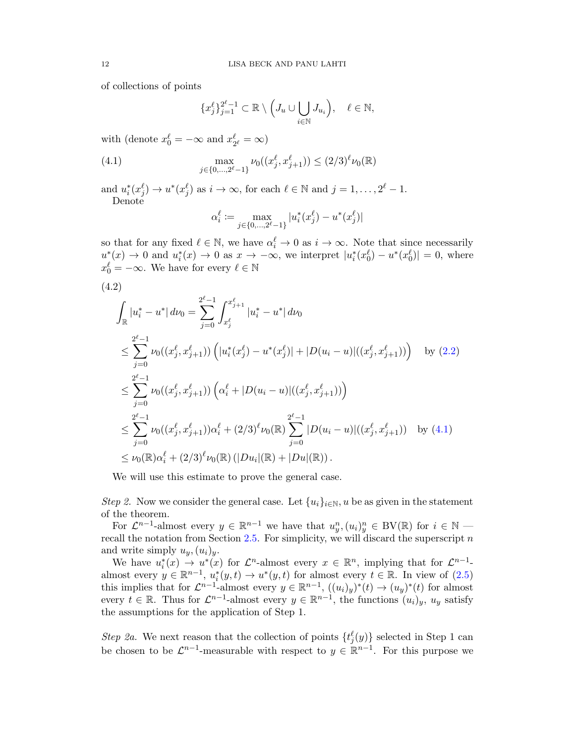of collections of points

$$\{x_j^\ell\}_{j=1}^{2^\ell-1} \subset \mathbb{R} \setminus \Big( J_u \cup \bigcup_{i\in\mathbb{N}} J_{u_i} \Big), \quad \ell \in \mathbb{N},$$

with (denote $x_0^\ell = -\infty$ and $x_{2^\ell}^\ell = \infty$)

$$\max_{j\in\{0,\ldots,2^\ell-1\}} \nu_0((x_j^\ell, x_{j+1}^\ell)) \le (2/3)^\ell \nu_0(\mathbb{R}) \tag{4.1}$$

and $u_i^*(x_j^\ell) \to u^*(x_j^\ell)$ as $i\to\infty$, for each $\ell\in\mathbb{N}$ and $j = 1,\ldots,2^\ell-1$.

Denote

$$\alpha_i^\ell := \max_{j\in\{0,\ldots,2^\ell-1\}} |u_i^*(x_j^\ell) - u^*(x_j^\ell)|$$

so that for any fixed $\ell\in\mathbb{N}$, we have $\alpha_i^\ell \to 0$ as $i\to\infty$. Note that since necessarily $u^*(x)\to 0$ and $u_i^*(x)\to 0$ as $x\to-\infty$, we interpret $|u_i^*(x_0^\ell) - u^*(x_0^\ell)| = 0$, where $x_0^\ell = -\infty$. We have for every $\ell\in\mathbb{N}$

$$
\begin{aligned}
&\int_{\mathbb{R}} |u_i^* - u^*|\,d\nu_0 = \sum_{j=0}^{2^\ell-1} \int_{x_j^\ell}^{x_{j+1}^\ell} |u_i^* - u^*|\,d\nu_0 \\
&\le \sum_{j=0}^{2^\ell-1} \nu_0((x_j^\ell, x_{j+1}^\ell)) \Big( |u_i^*(x_j^\ell) - u^*(x_j^\ell)| + |D(u_i-u)|((x_j^\ell, x_{j+1}^\ell)) \Big) \quad \text{by (2.2)} \\
&\le \sum_{j=0}^{2^\ell-1} \nu_0((x_j^\ell, x_{j+1}^\ell)) \Big( \alpha_i^\ell + |D(u_i-u)|((x_j^\ell, x_{j+1}^\ell)) \Big) \\
&\le \sum_{j=0}^{2^\ell-1} \nu_0((x_j^\ell, x_{j+1}^\ell)) \alpha_i^\ell + (2/3)^\ell \nu_0(\mathbb{R}) \sum_{j=0}^{2^\ell-1} |D(u_i-u)|((x_j^\ell, x_{j+1}^\ell)) \quad \text{by (4.1)} \\
&\le \nu_0(\mathbb{R})\alpha_i^\ell + (2/3)^\ell \nu_0(\mathbb{R}) \left( |Du_i|(\mathbb{R}) + |Du|(\mathbb{R}) \right).
\end{aligned} \tag{4.2}
$$

We will use this estimate to prove the general case.

*Step 2.* Now we consider the general case. Let $\{u_i\}_{i\in\mathbb{N}}, u$ be as given in the statement of the theorem.

For $\mathcal{L}^{n-1}$-almost every $y\in\mathbb{R}^{n-1}$ we have that $u_y^n, (u_i)_y^n \in \mathrm{BV}(\mathbb{R})$ for $i\in\mathbb{N}$ — recall the notation from Section 2.5. For simplicity, we will discard the superscript $n$ and write simply $u_y, (u_i)_y$.

We have $u_i^*(x)\to u^*(x)$ for $\mathcal{L}^n$-almost every $x\in\mathbb{R}^n$, implying that for $\mathcal{L}^{n-1}$-almost every $y\in\mathbb{R}^{n-1}$, $u_i^*(y,t)\to u^*(y,t)$ for almost every $t\in\mathbb{R}$. In view of (2.5) this implies that for $\mathcal{L}^{n-1}$-almost every $y\in\mathbb{R}^{n-1}$, $((u_i)_y)^*(t)\to (u_y)^*(t)$ for almost every $t\in\mathbb{R}$. Thus for $\mathcal{L}^{n-1}$-almost every $y\in\mathbb{R}^{n-1}$, the functions $(u_i)_y$, $u_y$ satisfy the assumptions for the application of Step 1.

*Step 2a.* We next reason that the collection of points $\{t_j^\ell(y)\}$ selected in Step 1 can be chosen to be $\mathcal{L}^{n-1}$-measurable with respect to $y\in\mathbb{R}^{n-1}$. For this purpose we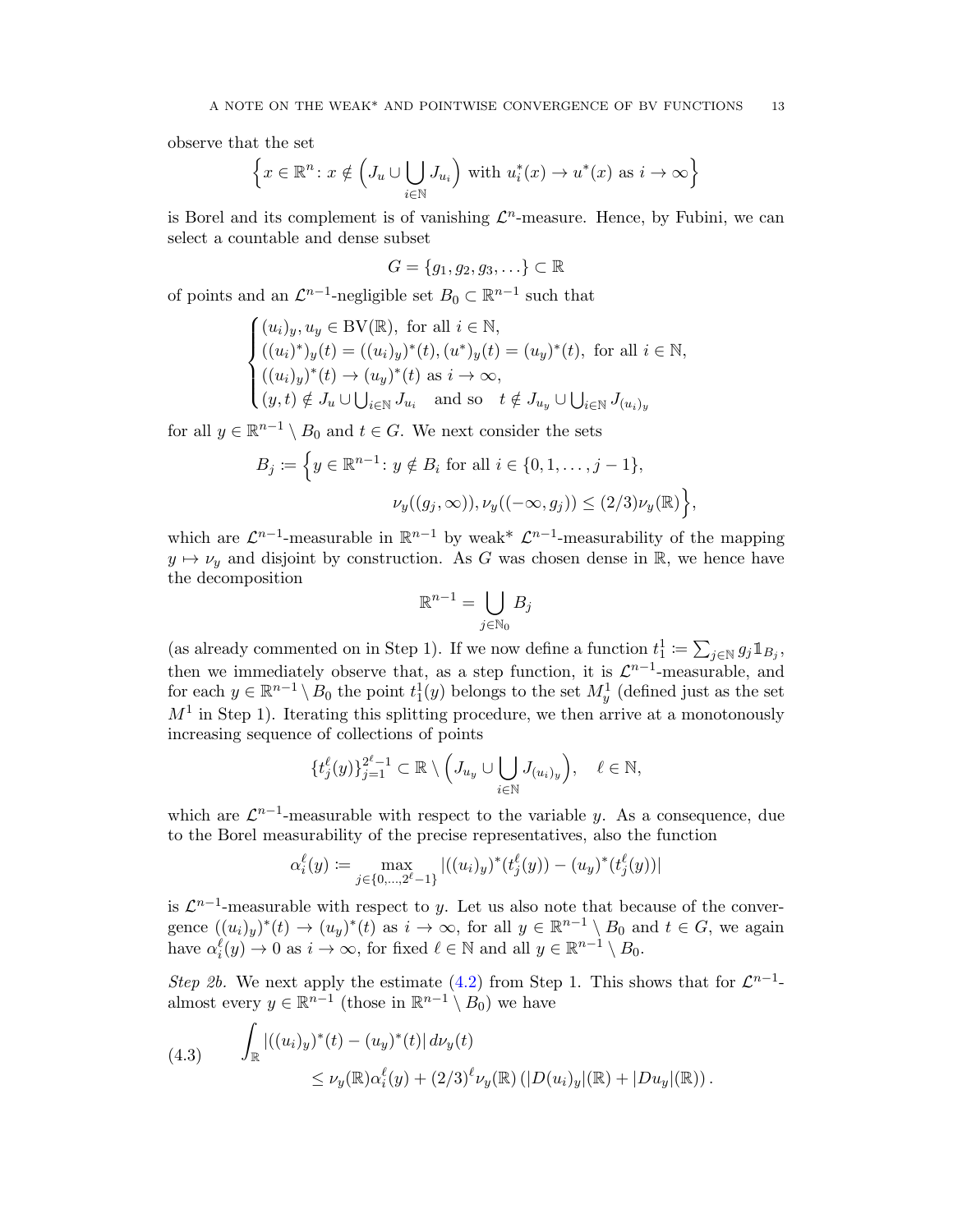observe that the set

$$\Big\{x \in \mathbb{R}^n \colon x \notin \Big(J_u \cup \bigcup_{i\in\mathbb{N}} J_{u_i}\Big) \text{ with } u_i^*(x) \to u^*(x) \text{ as } i \to \infty\Big\}$$

is Borel and its complement is of vanishing $\mathcal{L}^n$-measure. Hence, by Fubini, we can select a countable and dense subset

$$G = \{g_1, g_2, g_3, \dots\} \subset \mathbb{R}$$

of points and an $\mathcal{L}^{n-1}$-negligible set $B_0 \subset \mathbb{R}^{n-1}$ such that

$$\begin{cases} (u_i)_y, u_y \in \mathrm{BV}(\mathbb{R}), \text{ for all } i \in \mathbb{N}, \\ ((u_i)^*)_y(t) = ((u_i)_y)^*(t), (u^*)_y(t) = (u_y)^*(t), \text{ for all } i \in \mathbb{N}, \\ ((u_i)_y)^*(t) \to (u_y)^*(t) \text{ as } i \to \infty, \\ (y,t) \notin J_u \cup \bigcup_{i\in\mathbb{N}} J_{u_i} \quad \text{and so} \quad t \notin J_{u_y} \cup \bigcup_{i\in\mathbb{N}} J_{(u_i)_y} \end{cases}$$

for all $y \in \mathbb{R}^{n-1} \setminus B_0$ and $t \in G$. We next consider the sets

$$\begin{aligned} B_j \coloneqq \Big\{ y \in \mathbb{R}^{n-1} \colon & y \notin B_i \text{ for all } i \in \{0, 1, \dots, j-1\}, \\ & \nu_y((g_j, \infty)), \nu_y((-\infty, g_j)) \le (2/3)\nu_y(\mathbb{R}) \Big\}, \end{aligned}$$

which are $\mathcal{L}^{n-1}$-measurable in $\mathbb{R}^{n-1}$ by weak* $\mathcal{L}^{n-1}$-measurability of the mapping $y \mapsto \nu_y$ and disjoint by construction. As $G$ was chosen dense in $\mathbb{R}$, we hence have the decomposition

$$\mathbb{R}^{n-1} = \bigcup_{j\in\mathbb{N}_0} B_j$$

(as already commented on in Step 1). If we now define a function $t_1^1 \coloneqq \sum_{j\in\mathbb{N}} g_j \mathbb{1}_{B_j}$, then we immediately observe that, as a step function, it is $\mathcal{L}^{n-1}$-measurable, and for each $y \in \mathbb{R}^{n-1} \setminus B_0$ the point $t_1^1(y)$ belongs to the set $M_y^1$ (defined just as the set $M^1$ in Step 1). Iterating this splitting procedure, we then arrive at a monotonously increasing sequence of collections of points

$$\{t_j^\ell(y)\}_{j=1}^{2^\ell-1} \subset \mathbb{R} \setminus \Big(J_{u_y} \cup \bigcup_{i\in\mathbb{N}} J_{(u_i)_y}\Big), \quad \ell \in \mathbb{N},$$

which are $\mathcal{L}^{n-1}$-measurable with respect to the variable $y$. As a consequence, due to the Borel measurability of the precise representatives, also the function

$$\alpha_i^\ell(y) \coloneqq \max_{j\in\{0,\dots,2^\ell-1\}} |((u_i)_y)^*(t_j^\ell(y)) - (u_y)^*(t_j^\ell(y))|$$

is $\mathcal{L}^{n-1}$-measurable with respect to $y$. Let us also note that because of the convergence $((u_i)_y)^*(t) \to (u_y)^*(t)$ as $i \to \infty$, for all $y \in \mathbb{R}^{n-1} \setminus B_0$ and $t \in G$, we again have $\alpha_i^\ell(y) \to 0$ as $i \to \infty$, for fixed $\ell \in \mathbb{N}$ and all $y \in \mathbb{R}^{n-1} \setminus B_0$.

*Step 2b.* We next apply the estimate (4.2) from Step 1. This shows that for $\mathcal{L}^{n-1}$-almost every $y \in \mathbb{R}^{n-1}$ (those in $\mathbb{R}^{n-1} \setminus B_0$) we have

$$\begin{aligned} \int_{\mathbb{R}} & |((u_i)_y)^*(t) - (u_y)^*(t)| \, d\nu_y(t) \\ & \le \nu_y(\mathbb{R})\alpha_i^\ell(y) + (2/3)^\ell \nu_y(\mathbb{R}) \left(|D(u_i)_y|(\mathbb{R}) + |Du_y|(\mathbb{R})\right). \end{aligned} \tag{4.3}$$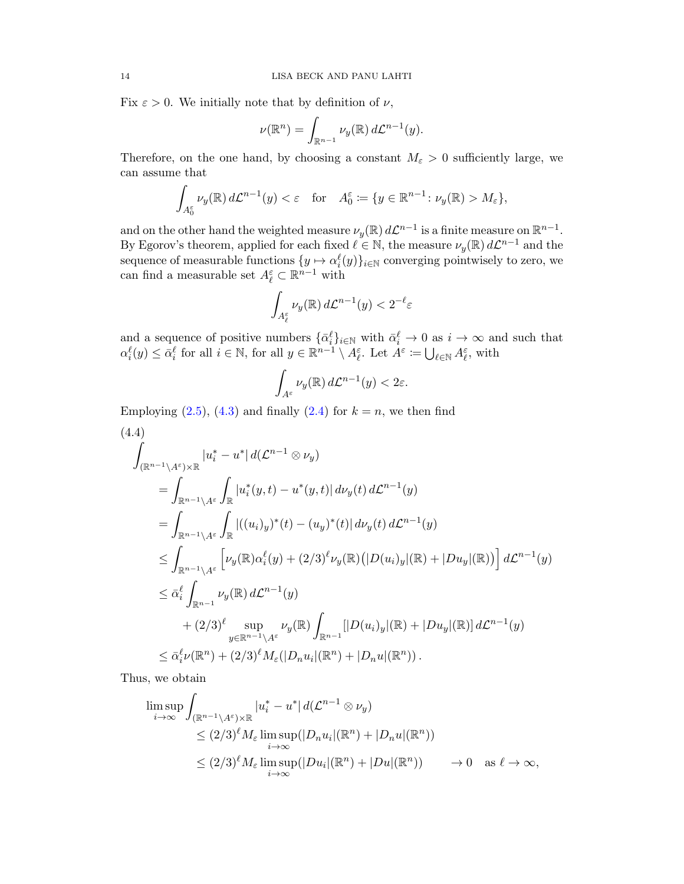Fix $\varepsilon > 0$. We initially note that by definition of $\nu$,

$$\nu(\mathbb{R}^n) = \int_{\mathbb{R}^{n-1}} \nu_y(\mathbb{R})\, d\mathcal{L}^{n-1}(y).$$

Therefore, on the one hand, by choosing a constant $M_\varepsilon > 0$ sufficiently large, we can assume that

$$\int_{A_0^\varepsilon} \nu_y(\mathbb{R})\, d\mathcal{L}^{n-1}(y) < \varepsilon \quad \text{for} \quad A_0^\varepsilon := \{y \in \mathbb{R}^{n-1} \colon \nu_y(\mathbb{R}) > M_\varepsilon\},$$

and on the other hand the weighted measure $\nu_y(\mathbb{R})\, d\mathcal{L}^{n-1}$ is a finite measure on $\mathbb{R}^{n-1}$. By Egorov's theorem, applied for each fixed $\ell \in \mathbb{N}$, the measure $\nu_y(\mathbb{R})\, d\mathcal{L}^{n-1}$ and the sequence of measurable functions $\{y \mapsto \alpha_i^\ell(y)\}_{i\in\mathbb{N}}$ converging pointwisely to zero, we can find a measurable set $A_\ell^\varepsilon \subset \mathbb{R}^{n-1}$ with

$$\int_{A_\ell^\varepsilon} \nu_y(\mathbb{R})\, d\mathcal{L}^{n-1}(y) < 2^{-\ell}\varepsilon$$

and a sequence of positive numbers $\{\bar{\alpha}_i^\ell\}_{i\in\mathbb{N}}$ with $\bar{\alpha}_i^\ell \to 0$ as $i \to \infty$ and such that $\alpha_i^\ell(y) \le \bar{\alpha}_i^\ell$ for all $i \in \mathbb{N}$, for all $y \in \mathbb{R}^{n-1} \setminus A_\ell^\varepsilon$. Let $A^\varepsilon := \bigcup_{\ell\in\mathbb{N}} A_\ell^\varepsilon$, with

$$\int_{A^\varepsilon} \nu_y(\mathbb{R})\, d\mathcal{L}^{n-1}(y) < 2\varepsilon.$$

Employing (2.5), (4.3) and finally (2.4) for $k = n$, we then find

$$
\begin{aligned}
&\int_{(\mathbb{R}^{n-1}\setminus A^\varepsilon)\times\mathbb{R}} |u_i^* - u^*|\, d(\mathcal{L}^{n-1} \otimes \nu_y) \\
&\quad = \int_{\mathbb{R}^{n-1}\setminus A^\varepsilon} \int_{\mathbb{R}} |u_i^*(y,t) - u^*(y,t)|\, d\nu_y(t)\, d\mathcal{L}^{n-1}(y) \\
&\quad = \int_{\mathbb{R}^{n-1}\setminus A^\varepsilon} \int_{\mathbb{R}} |((u_i)_y)^*(t) - (u_y)^*(t)|\, d\nu_y(t)\, d\mathcal{L}^{n-1}(y) \\
&\quad \le \int_{\mathbb{R}^{n-1}\setminus A^\varepsilon} \Big[\nu_y(\mathbb{R})\alpha_i^\ell(y) + (2/3)^\ell \nu_y(\mathbb{R})\big(|D(u_i)_y|(\mathbb{R}) + |Du_y|(\mathbb{R})\big)\Big]\, d\mathcal{L}^{n-1}(y) \\
&\quad \le \bar{\alpha}_i^\ell \int_{\mathbb{R}^{n-1}} \nu_y(\mathbb{R})\, d\mathcal{L}^{n-1}(y) \\
&\qquad + (2/3)^\ell \sup_{y\in\mathbb{R}^{n-1}\setminus A^\varepsilon} \nu_y(\mathbb{R}) \int_{\mathbb{R}^{n-1}} [|D(u_i)_y|(\mathbb{R}) + |Du_y|(\mathbb{R})]\, d\mathcal{L}^{n-1}(y) \\
&\quad \le \bar{\alpha}_i^\ell \nu(\mathbb{R}^n) + (2/3)^\ell M_\varepsilon (|D_n u_i|(\mathbb{R}^n) + |D_n u|(\mathbb{R}^n)).
\end{aligned}
\tag{4.4}
$$

Thus, we obtain

$$
\begin{aligned}
\limsup_{i\to\infty} &\int_{(\mathbb{R}^{n-1}\setminus A^\varepsilon)\times\mathbb{R}} |u_i^* - u^*|\, d(\mathcal{L}^{n-1} \otimes \nu_y) \\
&\le (2/3)^\ell M_\varepsilon \limsup_{i\to\infty} (|D_n u_i|(\mathbb{R}^n) + |D_n u|(\mathbb{R}^n)) \\
&\le (2/3)^\ell M_\varepsilon \limsup_{i\to\infty} (|D u_i|(\mathbb{R}^n) + |D u|(\mathbb{R}^n)) \qquad \to 0 \quad \text{as } \ell \to \infty,
\end{aligned}
$$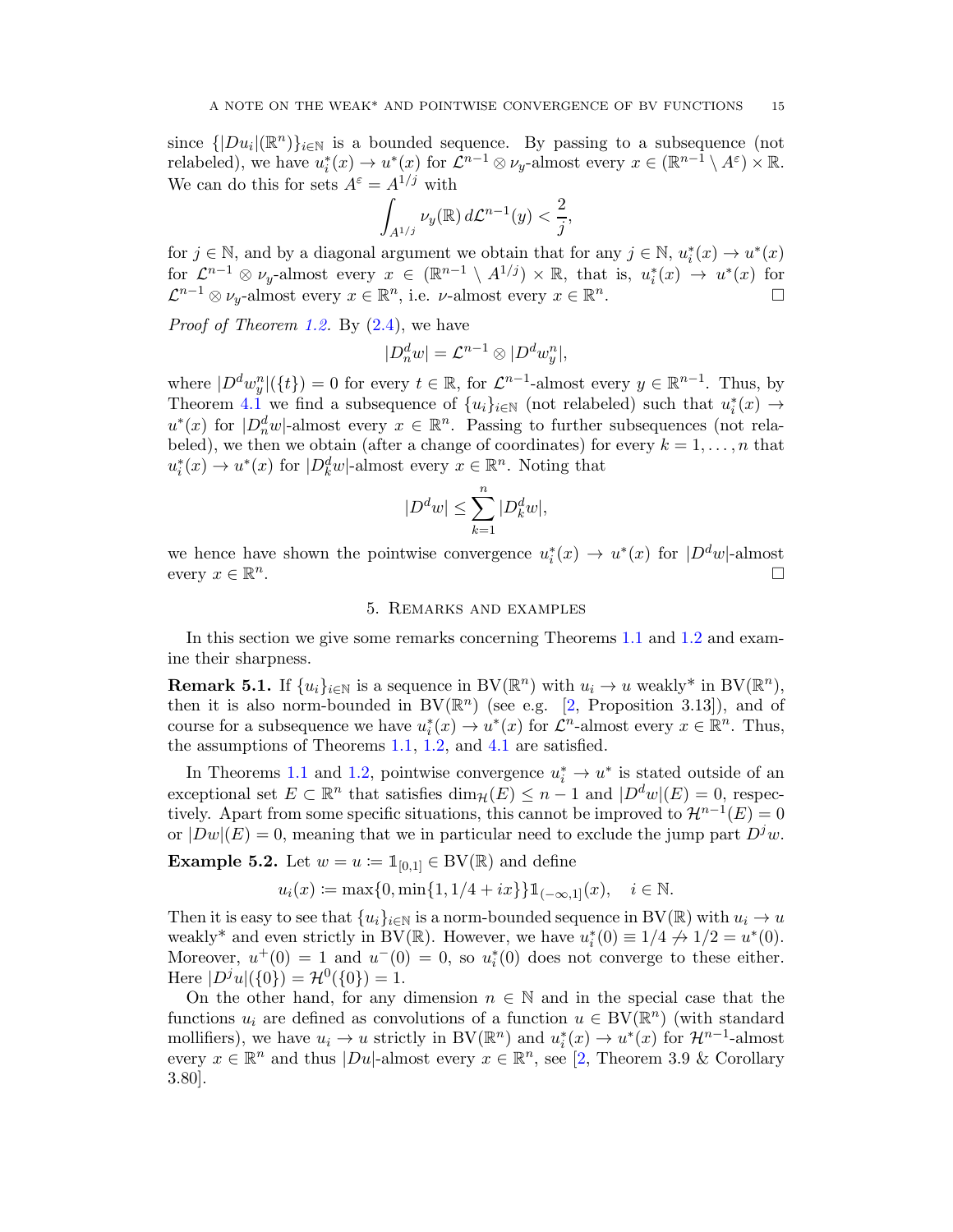since $\{|Du_i|(\mathbb{R}^n)\}_{i\in\mathbb{N}}$ is a bounded sequence. By passing to a subsequence (not relabeled), we have $u_i^*(x) \to u^*(x)$ for $\mathcal{L}^{n-1} \otimes \nu_y$-almost every $x \in (\mathbb{R}^{n-1} \setminus A^\varepsilon) \times \mathbb{R}$. We can do this for sets $A^\varepsilon = A^{1/j}$ with

$$\int_{A^{1/j}} \nu_y(\mathbb{R})\, d\mathcal{L}^{n-1}(y) < \frac{2}{j},$$

for $j \in \mathbb{N}$, and by a diagonal argument we obtain that for any $j \in \mathbb{N}$, $u_i^*(x) \to u^*(x)$ for $\mathcal{L}^{n-1} \otimes \nu_y$-almost every $x \in (\mathbb{R}^{n-1} \setminus A^{1/j}) \times \mathbb{R}$, that is, $u_i^*(x) \to u^*(x)$ for $\mathcal{L}^{n-1} \otimes \nu_y$-almost every $x \in \mathbb{R}^n$, i.e. $\nu$-almost every $x \in \mathbb{R}^n$. □

*Proof of Theorem 1.2.* By (2.4), we have

$$|D_n^d w| = \mathcal{L}^{n-1} \otimes |D^d w_y^n|,$$

where $|D^d w_y^n|(\{t\}) = 0$ for every $t \in \mathbb{R}$, for $\mathcal{L}^{n-1}$-almost every $y \in \mathbb{R}^{n-1}$. Thus, by Theorem 4.1 we find a subsequence of $\{u_i\}_{i\in\mathbb{N}}$ (not relabeled) such that $u_i^*(x) \to u^*(x)$ for $|D_n^d w|$-almost every $x \in \mathbb{R}^n$. Passing to further subsequences (not relabeled), we then obtain (after a change of coordinates) for every $k = 1, \ldots, n$ that $u_i^*(x) \to u^*(x)$ for $|D_k^d w|$-almost every $x \in \mathbb{R}^n$. Noting that

$$|D^d w| \le \sum_{k=1}^{n} |D_k^d w|,$$

we hence have shown the pointwise convergence $u_i^*(x) \to u^*(x)$ for $|D^d w|$-almost every $x \in \mathbb{R}^n$. □

## 5. Remarks and examples

In this section we give some remarks concerning Theorems 1.1 and 1.2 and examine their sharpness.

**Remark 5.1.** If $\{u_i\}_{i\in\mathbb{N}}$ is a sequence in $\mathrm{BV}(\mathbb{R}^n)$ with $u_i \to u$ weakly* in $\mathrm{BV}(\mathbb{R}^n)$, then it is also norm-bounded in $\mathrm{BV}(\mathbb{R}^n)$ (see e.g. [2, Proposition 3.13]), and of course for a subsequence we have $u_i^*(x) \to u^*(x)$ for $\mathcal{L}^n$-almost every $x \in \mathbb{R}^n$. Thus, the assumptions of Theorems 1.1, 1.2, and 4.1 are satisfied.

In Theorems 1.1 and 1.2, pointwise convergence $u_i^* \to u^*$ is stated outside of an exceptional set $E \subset \mathbb{R}^n$ that satisfies $\dim_{\mathcal{H}}(E) \le n-1$ and $|D^d w|(E) = 0$, respectively. Apart from some specific situations, this cannot be improved to $\mathcal{H}^{n-1}(E) = 0$ or $|Dw|(E) = 0$, meaning that we in particular need to exclude the jump part $D^j w$.

**Example 5.2.** Let $w = u := \mathbb{1}_{[0,1]} \in \mathrm{BV}(\mathbb{R})$ and define

$$u_i(x) := \max\{0, \min\{1, 1/4 + ix\}\}\mathbb{1}_{(-\infty,1]}(x), \quad i \in \mathbb{N}.$$

Then it is easy to see that $\{u_i\}_{i\in\mathbb{N}}$ is a norm-bounded sequence in $\mathrm{BV}(\mathbb{R})$ with $u_i \to u$ weakly* and even strictly in $\mathrm{BV}(\mathbb{R})$. However, we have $u_i^*(0) \equiv 1/4 \not\to 1/2 = u^*(0)$. Moreover, $u^+(0) = 1$ and $u^-(0) = 0$, so $u_i^*(0)$ does not converge to these either. Here $|D^j u|(\{0\}) = \mathcal{H}^0(\{0\}) = 1$.

On the other hand, for any dimension $n \in \mathbb{N}$ and in the special case that the functions $u_i$ are defined as convolutions of a function $u \in \mathrm{BV}(\mathbb{R}^n)$ (with standard mollifiers), we have $u_i \to u$ strictly in $\mathrm{BV}(\mathbb{R}^n)$ and $u_i^*(x) \to u^*(x)$ for $\mathcal{H}^{n-1}$-almost every $x \in \mathbb{R}^n$ and thus $|Du|$-almost every $x \in \mathbb{R}^n$, see [2, Theorem 3.9 & Corollary 3.80].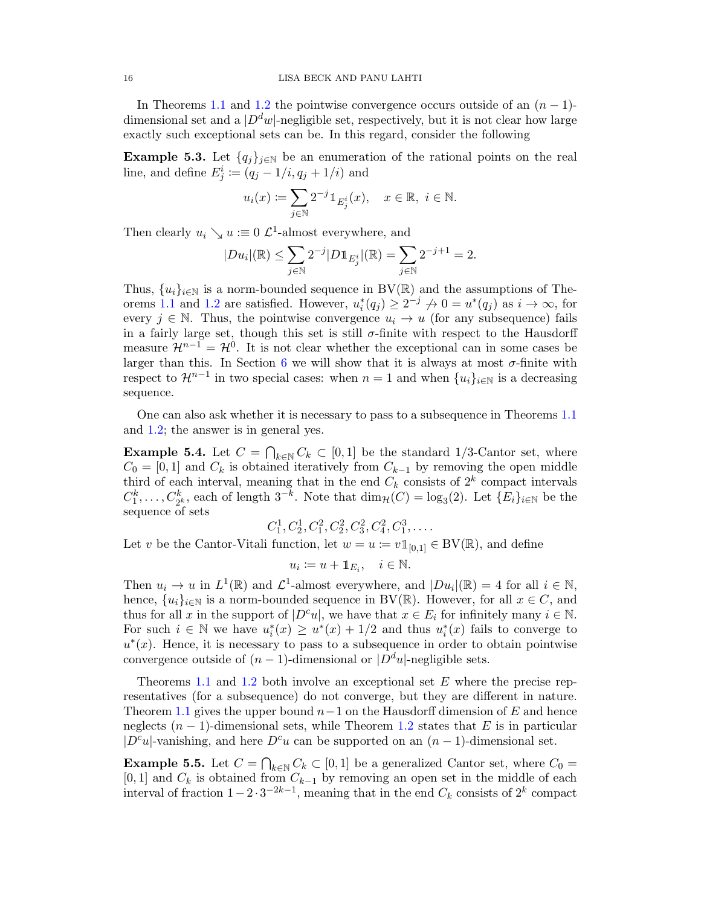In Theorems 1.1 and 1.2 the pointwise convergence occurs outside of an $(n-1)$-dimensional set and a $|D^d w|$-negligible set, respectively, but it is not clear how large exactly such exceptional sets can be. In this regard, consider the following

**Example 5.3.** Let $\{q_j\}_{j\in\mathbb{N}}$ be an enumeration of the rational points on the real line, and define $E_j^i := (q_j - 1/i, q_j + 1/i)$ and

$$u_i(x) := \sum_{j\in\mathbb{N}} 2^{-j} \mathbb{1}_{E_j^i}(x), \quad x \in \mathbb{R},\ i \in \mathbb{N}.$$

Then clearly $u_i \searrow u :\equiv 0$ $\mathcal{L}^1$-almost everywhere, and

$$|Du_i|(\mathbb{R}) \le \sum_{j\in\mathbb{N}} 2^{-j} |D\mathbb{1}_{E_j^i}|(\mathbb{R}) = \sum_{j\in\mathbb{N}} 2^{-j+1} = 2.$$

Thus, $\{u_i\}_{i\in\mathbb{N}}$ is a norm-bounded sequence in $\mathrm{BV}(\mathbb{R})$ and the assumptions of Theorems 1.1 and 1.2 are satisfied. However, $u_i^*(q_j) \ge 2^{-j} \not\to 0 = u^*(q_j)$ as $i \to \infty$, for every $j \in \mathbb{N}$. Thus, the pointwise convergence $u_i \to u$ (for any subsequence) fails in a fairly large set, though this set is still $\sigma$-finite with respect to the Hausdorff measure $\mathcal{H}^{n-1} = \mathcal{H}^0$. It is not clear whether the exceptional can in some cases be larger than this. In Section 6 we will show that it is always at most $\sigma$-finite with respect to $\mathcal{H}^{n-1}$ in two special cases: when $n = 1$ and when $\{u_i\}_{i\in\mathbb{N}}$ is a decreasing sequence.

One can also ask whether it is necessary to pass to a subsequence in Theorems 1.1 and 1.2; the answer is in general yes.

**Example 5.4.** Let $C = \bigcap_{k\in\mathbb{N}} C_k \subset [0,1]$ be the standard 1/3-Cantor set, where $C_0 = [0,1]$ and $C_k$ is obtained iteratively from $C_{k-1}$ by removing the open middle third of each interval, meaning that in the end $C_k$ consists of $2^k$ compact intervals $C_1^k, \dots, C_{2^k}^k$, each of length $3^{-k}$. Note that $\dim_{\mathcal{H}}(C) = \log_3(2)$. Let $\{E_i\}_{i\in\mathbb{N}}$ be the sequence of sets

$$C_1^1, C_2^1, C_1^2, C_2^2, C_3^2, C_4^2, C_1^3, \dots.$$

Let $v$ be the Cantor-Vitali function, let $w = u := v\mathbb{1}_{[0,1]} \in \mathrm{BV}(\mathbb{R})$, and define

$$u_i := u + \mathbb{1}_{E_i}, \quad i \in \mathbb{N}.$$

Then $u_i \to u$ in $L^1(\mathbb{R})$ and $\mathcal{L}^1$-almost everywhere, and $|Du_i|(\mathbb{R}) = 4$ for all $i \in \mathbb{N}$, hence, $\{u_i\}_{i\in\mathbb{N}}$ is a norm-bounded sequence in $\mathrm{BV}(\mathbb{R})$. However, for all $x \in C$, and thus for all $x$ in the support of $|D^c u|$, we have that $x \in E_i$ for infinitely many $i \in \mathbb{N}$. For such $i \in \mathbb{N}$ we have $u_i^*(x) \ge u^*(x) + 1/2$ and thus $u_i^*(x)$ fails to converge to $u^*(x)$. Hence, it is necessary to pass to a subsequence in order to obtain pointwise convergence outside of $(n-1)$-dimensional or $|D^d u|$-negligible sets.

Theorems 1.1 and 1.2 both involve an exceptional set $E$ where the precise representatives (for a subsequence) do not converge, but they are different in nature. Theorem 1.1 gives the upper bound $n-1$ on the Hausdorff dimension of $E$ and hence neglects $(n-1)$-dimensional sets, while Theorem 1.2 states that $E$ is in particular $|D^c u|$-vanishing, and here $D^c u$ can be supported on an $(n-1)$-dimensional set.

**Example 5.5.** Let $C = \bigcap_{k\in\mathbb{N}} C_k \subset [0,1]$ be a generalized Cantor set, where $C_0 = [0,1]$ and $C_k$ is obtained from $C_{k-1}$ by removing an open set in the middle of each interval of fraction $1 - 2\cdot 3^{-2k-1}$, meaning that in the end $C_k$ consists of $2^k$ compact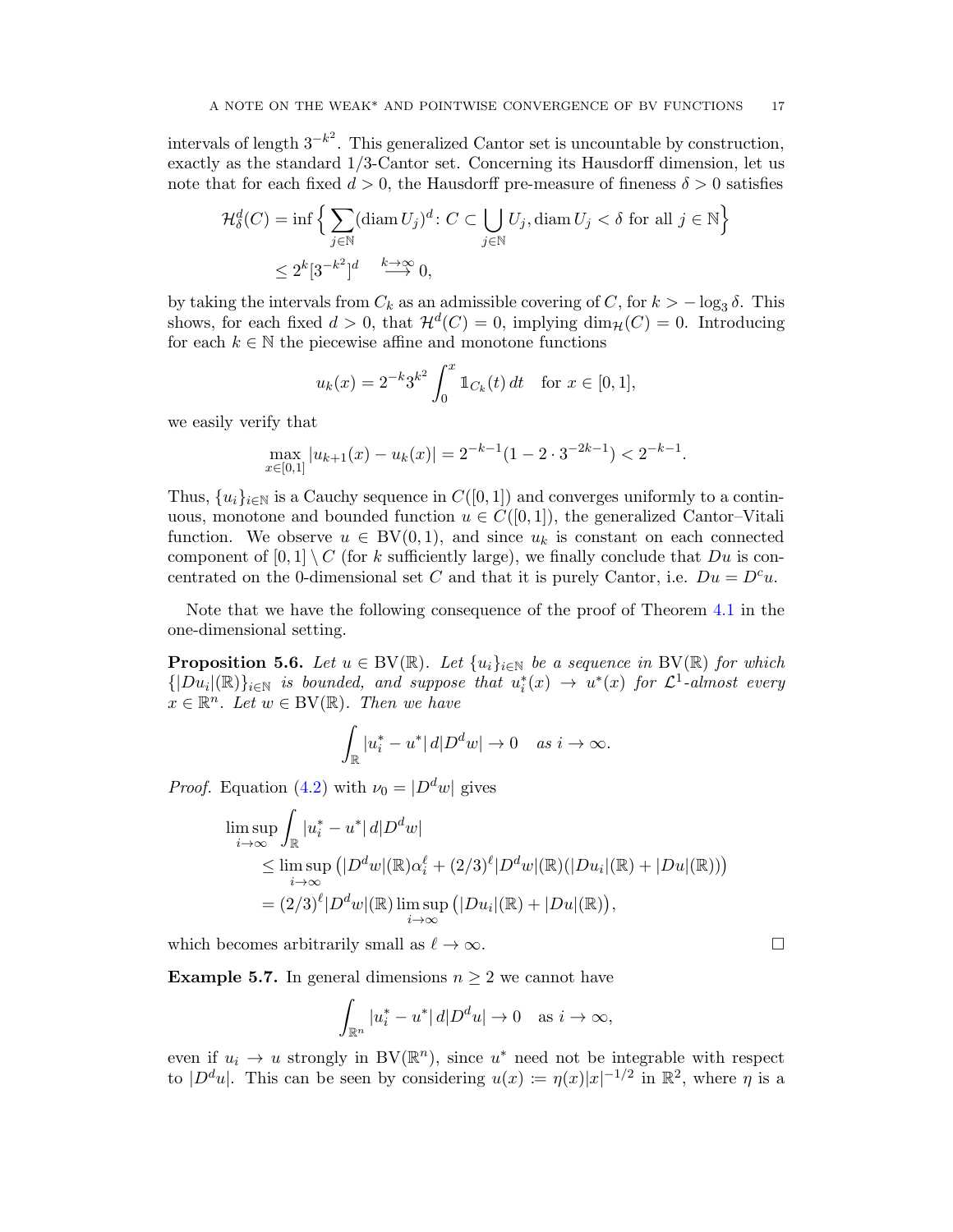intervals of length $3^{-k^2}$. This generalized Cantor set is uncountable by construction, exactly as the standard 1/3-Cantor set. Concerning its Hausdorff dimension, let us note that for each fixed $d > 0$, the Hausdorff pre-measure of fineness $\delta > 0$ satisfies

$$
\begin{aligned}
\mathcal{H}^d_\delta(C) &= \inf\Big\{ \sum_{j\in\mathbb{N}} (\operatorname{diam} U_j)^d \colon C \subset \bigcup_{j\in\mathbb{N}} U_j, \operatorname{diam} U_j < \delta \text{ for all } j \in \mathbb{N}\Big\} \\
&\leq 2^k [3^{-k^2}]^d \quad \overset{k\to\infty}{\longrightarrow} 0,
\end{aligned}
$$

by taking the intervals from $C_k$ as an admissible covering of $C$, for $k > -\log_3 \delta$. This shows, for each fixed $d > 0$, that $\mathcal{H}^d(C) = 0$, implying $\dim_{\mathcal{H}}(C) = 0$. Introducing for each $k \in \mathbb{N}$ the piecewise affine and monotone functions

$$
u_k(x) = 2^{-k} 3^{k^2} \int_0^x \mathbb{1}_{C_k}(t)\, dt \quad \text{for } x \in [0,1],
$$

we easily verify that

$$
\max_{x\in[0,1]} |u_{k+1}(x) - u_k(x)| = 2^{-k-1}(1 - 2\cdot 3^{-2k-1}) < 2^{-k-1}.
$$

Thus, $\{u_i\}_{i\in\mathbb{N}}$ is a Cauchy sequence in $C([0,1])$ and converges uniformly to a continuous, monotone and bounded function $u \in C([0,1])$, the generalized Cantor–Vitali function. We observe $u \in \mathrm{BV}(0,1)$, and since $u_k$ is constant on each connected component of $[0,1]\setminus C$ (for $k$ sufficiently large), we finally conclude that $Du$ is concentrated on the 0-dimensional set $C$ and that it is purely Cantor, i.e. $Du = D^c u$.

Note that we have the following consequence of the proof of Theorem 4.1 in the one-dimensional setting.

**Proposition 5.6.** *Let $u \in \mathrm{BV}(\mathbb{R})$. Let $\{u_i\}_{i\in\mathbb{N}}$ be a sequence in $\mathrm{BV}(\mathbb{R})$ for which $\{|Du_i|(\mathbb{R})\}_{i\in\mathbb{N}}$ is bounded, and suppose that $u_i^*(x) \to u^*(x)$ for $\mathcal{L}^1$-almost every $x \in \mathbb{R}^n$. Let $w \in \mathrm{BV}(\mathbb{R})$. Then we have*

$$
\int_{\mathbb{R}} |u_i^* - u^*|\, d|D^d w| \to 0 \quad \text{as } i \to \infty.
$$

*Proof.* Equation (4.2) with $\nu_0 = |D^d w|$ gives

$$
\begin{aligned}
\limsup_{i\to\infty} &\int_{\mathbb{R}} |u_i^* - u^*|\, d|D^d w| \\
&\leq \limsup_{i\to\infty} \big( |D^d w|(\mathbb{R}) \alpha_i^\ell + (2/3)^\ell |D^d w|(\mathbb{R})(|Du_i|(\mathbb{R}) + |Du|(\mathbb{R}))\big) \\
&= (2/3)^\ell |D^d w|(\mathbb{R}) \limsup_{i\to\infty} \big(|Du_i|(\mathbb{R}) + |Du|(\mathbb{R})\big),
\end{aligned}
$$

which becomes arbitrarily small as $\ell \to \infty$. □

**Example 5.7.** In general dimensions $n \geq 2$ we cannot have

$$
\int_{\mathbb{R}^n} |u_i^* - u^*|\, d|D^d u| \to 0 \quad \text{as } i \to \infty,
$$

even if $u_i \to u$ strongly in $\mathrm{BV}(\mathbb{R}^n)$, since $u^*$ need not be integrable with respect to $|D^d u|$. This can be seen by considering $u(x) := \eta(x)|x|^{-1/2}$ in $\mathbb{R}^2$, where $\eta$ is a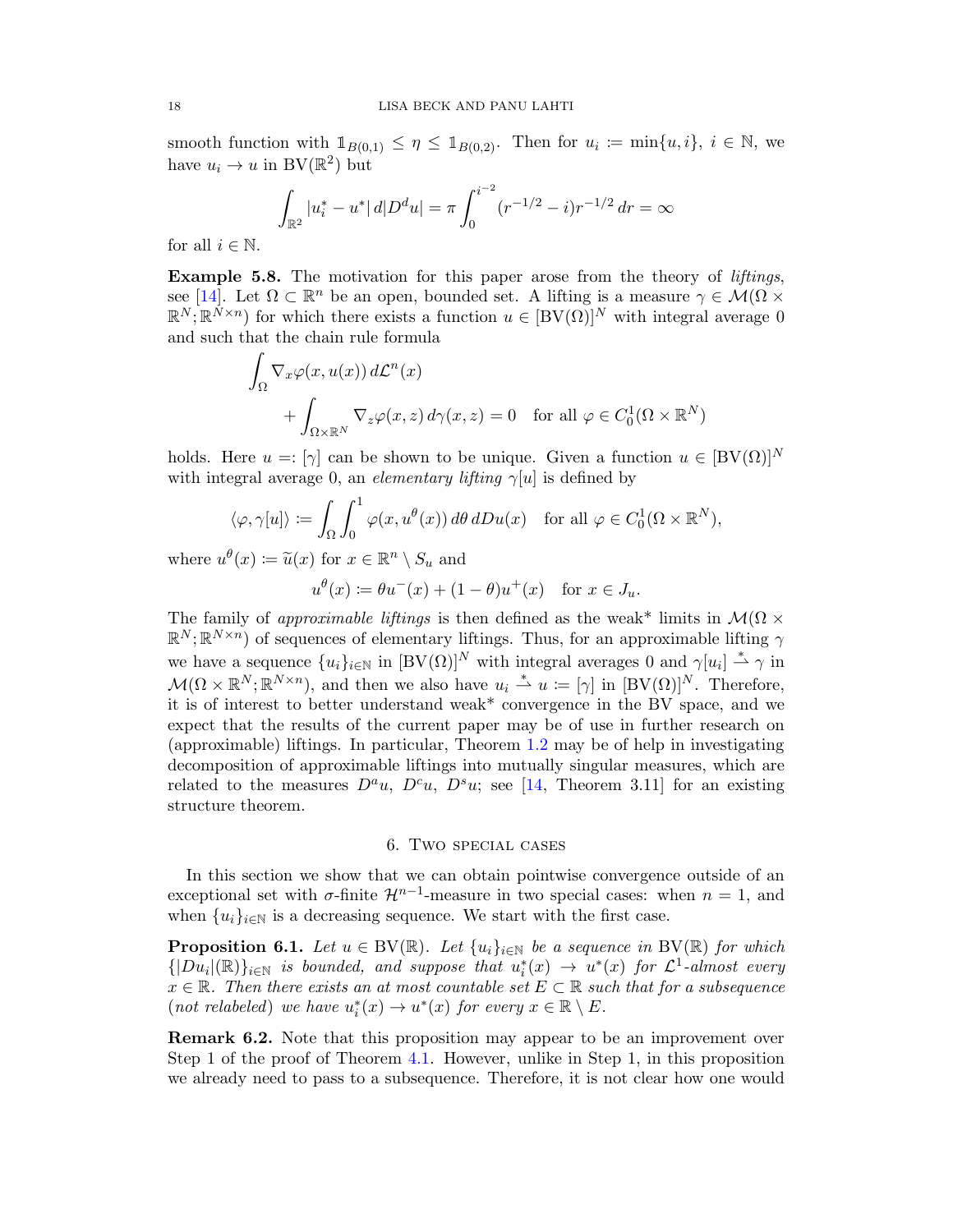smooth function with $\mathbb{1}_{B(0,1)} \le \eta \le \mathbb{1}_{B(0,2)}$. Then for $u_i := \min\{u, i\}$, $i \in \mathbb{N}$, we have $u_i \to u$ in $\mathrm{BV}(\mathbb{R}^2)$ but

$$\int_{\mathbb{R}^2} |u_i^* - u^*| \, d|D^d u| = \pi \int_0^{i^{-2}} (r^{-1/2} - i) r^{-1/2} \, dr = \infty$$

for all $i \in \mathbb{N}$.

**Example 5.8.** The motivation for this paper arose from the theory of *liftings*, see [14]. Let $\Omega \subset \mathbb{R}^n$ be an open, bounded set. A lifting is a measure $\gamma \in \mathcal{M}(\Omega \times \mathbb{R}^N; \mathbb{R}^{N\times n})$ for which there exists a function $u \in [\mathrm{BV}(\Omega)]^N$ with integral average 0 and such that the chain rule formula

$$\int_\Omega \nabla_x \varphi(x, u(x)) \, d\mathcal{L}^n(x) + \int_{\Omega \times \mathbb{R}^N} \nabla_z \varphi(x, z) \, d\gamma(x, z) = 0 \quad \text{for all } \varphi \in C_0^1(\Omega \times \mathbb{R}^N)$$

holds. Here $u =: [\gamma]$ can be shown to be unique. Given a function $u \in [\mathrm{BV}(\Omega)]^N$ with integral average 0, an *elementary lifting* $\gamma[u]$ is defined by

$$\langle \varphi, \gamma[u] \rangle := \int_\Omega \int_0^1 \varphi(x, u^\theta(x)) \, d\theta \, dDu(x) \quad \text{for all } \varphi \in C_0^1(\Omega \times \mathbb{R}^N),$$

where $u^\theta(x) := \widetilde{u}(x)$ for $x \in \mathbb{R}^n \setminus S_u$ and

$$u^\theta(x) := \theta u^-(x) + (1-\theta) u^+(x) \quad \text{for } x \in J_u.$$

The family of *approximable liftings* is then defined as the weak\* limits in $\mathcal{M}(\Omega \times \mathbb{R}^N; \mathbb{R}^{N\times n})$ of sequences of elementary liftings. Thus, for an approximable lifting $\gamma$ we have a sequence $\{u_i\}_{i\in\mathbb{N}}$ in $[\mathrm{BV}(\Omega)]^N$ with integral averages 0 and $\gamma[u_i] \overset{*}{\rightharpoonup} \gamma$ in $\mathcal{M}(\Omega \times \mathbb{R}^N; \mathbb{R}^{N\times n})$, and then we also have $u_i \overset{*}{\rightharpoonup} u := [\gamma]$ in $[\mathrm{BV}(\Omega)]^N$. Therefore, it is of interest to better understand weak\* convergence in the BV space, and we expect that the results of the current paper may be of use in further research on (approximable) liftings. In particular, Theorem 1.2 may be of help in investigating decomposition of approximable liftings into mutually singular measures, which are related to the measures $D^a u$, $D^c u$, $D^s u$; see [14, Theorem 3.11] for an existing structure theorem.

## 6. Two special cases

In this section we show that we can obtain pointwise convergence outside of an exceptional set with $\sigma$-finite $\mathcal{H}^{n-1}$-measure in two special cases: when $n = 1$, and when $\{u_i\}_{i\in\mathbb{N}}$ is a decreasing sequence. We start with the first case.

**Proposition 6.1.** *Let $u \in \mathrm{BV}(\mathbb{R})$. Let $\{u_i\}_{i\in\mathbb{N}}$ be a sequence in $\mathrm{BV}(\mathbb{R})$ for which $\{|Du_i|(\mathbb{R})\}_{i\in\mathbb{N}}$ is bounded, and suppose that $u_i^*(x) \to u^*(x)$ for $\mathcal{L}^1$-almost every $x \in \mathbb{R}$. Then there exists an at most countable set $E \subset \mathbb{R}$ such that for a subsequence (not relabeled) we have $u_i^*(x) \to u^*(x)$ for every $x \in \mathbb{R} \setminus E$.*

**Remark 6.2.** Note that this proposition may appear to be an improvement over Step 1 of the proof of Theorem 4.1. However, unlike in Step 1, in this proposition we already need to pass to a subsequence. Therefore, it is not clear how one would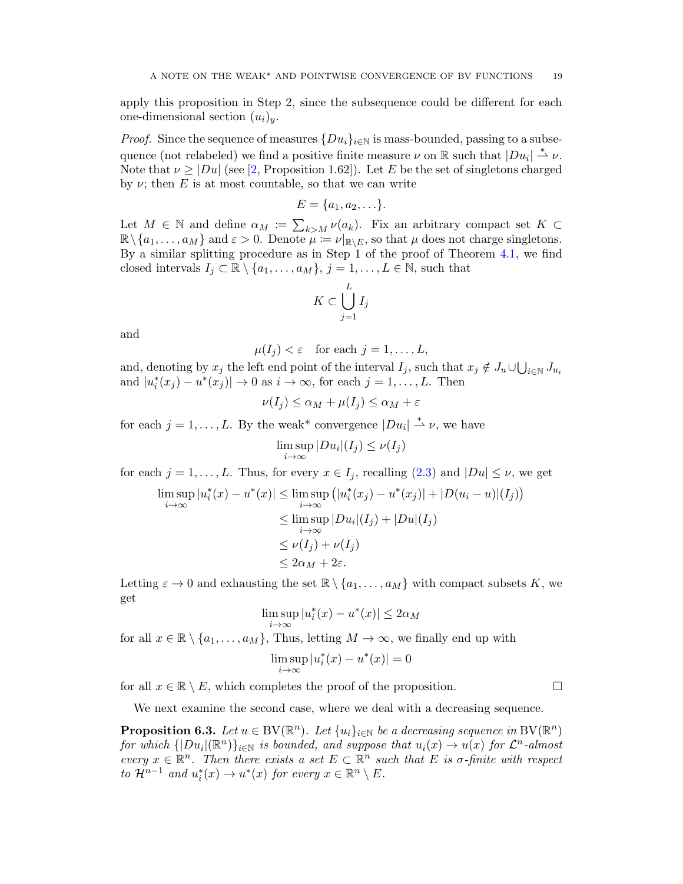apply this proposition in Step 2, since the subsequence could be different for each one-dimensional section $(u_i)_y$.

*Proof.* Since the sequence of measures $\{Du_i\}_{i\in\mathbb{N}}$ is mass-bounded, passing to a subsequence (not relabeled) we find a positive finite measure $\nu$ on $\mathbb{R}$ such that $|Du_i| \overset{*}{\rightharpoonup} \nu$. Note that $\nu \geq |Du|$ (see [2, Proposition 1.62]). Let $E$ be the set of singletons charged by $\nu$; then $E$ is at most countable, so that we can write

$$E = \{a_1, a_2, \ldots\}.$$

Let $M \in \mathbb{N}$ and define $\alpha_M := \sum_{k>M} \nu(a_k)$. Fix an arbitrary compact set $K \subset \mathbb{R}\setminus\{a_1,\ldots,a_M\}$ and $\varepsilon > 0$. Denote $\mu := \nu|_{\mathbb{R}\setminus E}$, so that $\mu$ does not charge singletons. By a similar splitting procedure as in Step 1 of the proof of Theorem 4.1, we find closed intervals $I_j \subset \mathbb{R}\setminus\{a_1,\ldots,a_M\}$, $j = 1,\ldots,L \in \mathbb{N}$, such that

$$K \subset \bigcup_{j=1}^{L} I_j$$

and

$$\mu(I_j) < \varepsilon \quad \text{for each } j = 1,\ldots,L,$$

and, denoting by $x_j$ the left end point of the interval $I_j$, such that $x_j \notin J_u \cup \bigcup_{i\in\mathbb{N}} J_{u_i}$ and $|u_i^*(x_j) - u^*(x_j)| \to 0$ as $i \to \infty$, for each $j = 1,\ldots,L$. Then

$$\nu(I_j) \leq \alpha_M + \mu(I_j) \leq \alpha_M + \varepsilon$$

for each $j = 1,\ldots,L$. By the weak* convergence $|Du_i| \overset{*}{\rightharpoonup} \nu$, we have

$$\limsup_{i\to\infty} |Du_i|(I_j) \leq \nu(I_j)$$

for each $j = 1,\ldots,L$. Thus, for every $x \in I_j$, recalling (2.3) and $|Du| \leq \nu$, we get

$$\begin{aligned}
\limsup_{i\to\infty} |u_i^*(x) - u^*(x)| &\leq \limsup_{i\to\infty} \left(|u_i^*(x_j) - u^*(x_j)| + |D(u_i - u)|(I_j)\right)\\
&\leq \limsup_{i\to\infty} |Du_i|(I_j) + |Du|(I_j)\\
&\leq \nu(I_j) + \nu(I_j)\\
&\leq 2\alpha_M + 2\varepsilon.
\end{aligned}$$

Letting $\varepsilon \to 0$ and exhausting the set $\mathbb{R}\setminus\{a_1,\ldots,a_M\}$ with compact subsets $K$, we get

$$\limsup_{i\to\infty} |u_i^*(x) - u^*(x)| \leq 2\alpha_M$$

for all $x \in \mathbb{R}\setminus\{a_1,\ldots,a_M\}$, Thus, letting $M \to \infty$, we finally end up with

$$\limsup_{i\to\infty} |u_i^*(x) - u^*(x)| = 0$$

for all $x \in \mathbb{R}\setminus E$, which completes the proof of the proposition. □

We next examine the second case, where we deal with a decreasing sequence.

**Proposition 6.3.** *Let $u \in \mathrm{BV}(\mathbb{R}^n)$. Let $\{u_i\}_{i\in\mathbb{N}}$ be a decreasing sequence in $\mathrm{BV}(\mathbb{R}^n)$ for which $\{|Du_i|(\mathbb{R}^n)\}_{i\in\mathbb{N}}$ is bounded, and suppose that $u_i(x) \to u(x)$ for $\mathcal{L}^n$-almost every $x \in \mathbb{R}^n$. Then there exists a set $E \subset \mathbb{R}^n$ such that $E$ is $\sigma$-finite with respect to $\mathcal{H}^{n-1}$ and $u_i^*(x) \to u^*(x)$ for every $x \in \mathbb{R}^n \setminus E$.*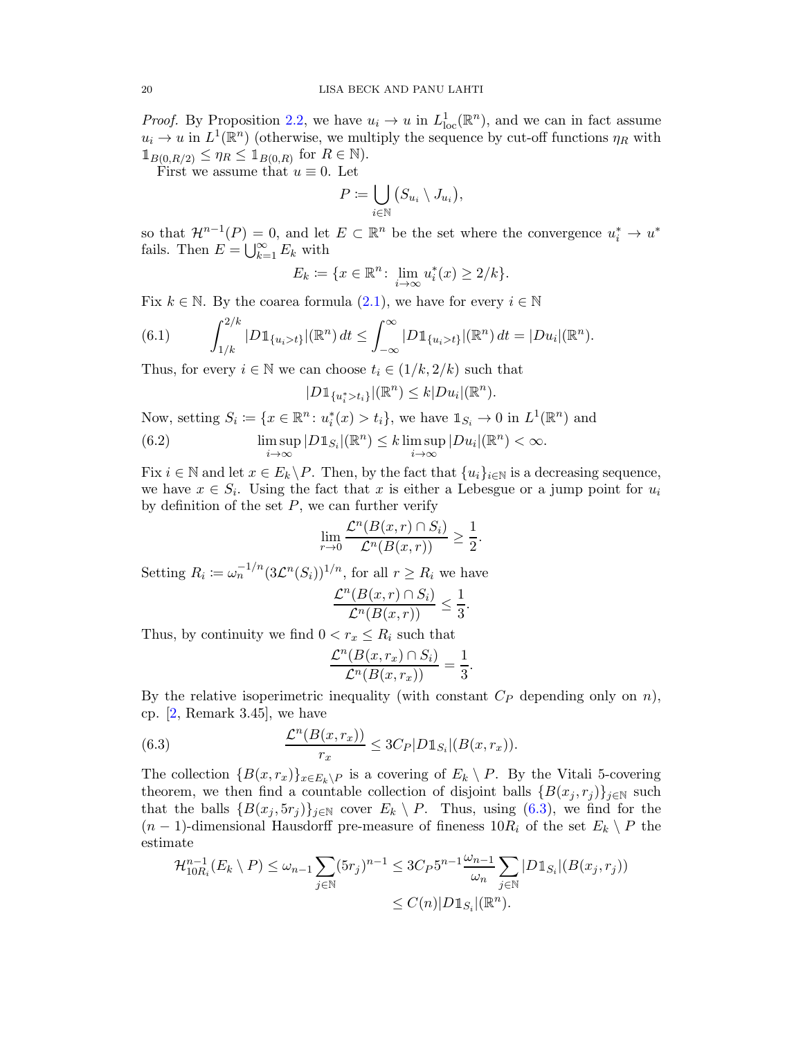*Proof.* By Proposition 2.2, we have $u_i \to u$ in $L^1_{\mathrm{loc}}(\mathbb{R}^n)$, and we can in fact assume $u_i \to u$ in $L^1(\mathbb{R}^n)$ (otherwise, we multiply the sequence by cut-off functions $\eta_R$ with $\mathbb{1}_{B(0,R/2)} \le \eta_R \le \mathbb{1}_{B(0,R)}$ for $R \in \mathbb{N}$).

First we assume that $u \equiv 0$. Let

$$P \coloneqq \bigcup_{i\in\mathbb{N}} (S_{u_i} \setminus J_{u_i}),$$

so that $\mathcal{H}^{n-1}(P) = 0$, and let $E \subset \mathbb{R}^n$ be the set where the convergence $u_i^* \to u^*$ fails. Then $E = \bigcup_{k=1}^\infty E_k$ with

$$E_k \coloneqq \{x \in \mathbb{R}^n \colon \lim_{i\to\infty} u_i^*(x) \ge 2/k\}.$$

Fix $k \in \mathbb{N}$. By the coarea formula (2.1), we have for every $i \in \mathbb{N}$

$$\int_{1/k}^{2/k} |D\mathbb{1}_{\{u_i>t\}}|(\mathbb{R}^n)\,dt \le \int_{-\infty}^{\infty} |D\mathbb{1}_{\{u_i>t\}}|(\mathbb{R}^n)\,dt = |Du_i|(\mathbb{R}^n). \tag{6.1}$$

Thus, for every $i \in \mathbb{N}$ we can choose $t_i \in (1/k, 2/k)$ such that

$$|D\mathbb{1}_{\{u_i^*>t_i\}}|(\mathbb{R}^n) \le k|Du_i|(\mathbb{R}^n).$$

Now, setting $S_i \coloneqq \{x \in \mathbb{R}^n \colon u_i^*(x) > t_i\}$, we have $\mathbb{1}_{S_i} \to 0$ in $L^1(\mathbb{R}^n)$ and

$$\limsup_{i\to\infty} |D\mathbb{1}_{S_i}|(\mathbb{R}^n) \le k \limsup_{i\to\infty} |Du_i|(\mathbb{R}^n) < \infty. \tag{6.2}$$

Fix $i \in \mathbb{N}$ and let $x \in E_k \setminus P$. Then, by the fact that $\{u_i\}_{i\in\mathbb{N}}$ is a decreasing sequence, we have $x \in S_i$. Using the fact that $x$ is either a Lebesgue or a jump point for $u_i$ by definition of the set $P$, we can further verify

$$\lim_{r\to 0} \frac{\mathcal{L}^n(B(x,r) \cap S_i)}{\mathcal{L}^n(B(x,r))} \ge \frac{1}{2}.$$

Setting $R_i \coloneqq \omega_n^{-1/n}(3\mathcal{L}^n(S_i))^{1/n}$, for all $r \ge R_i$ we have

$$\frac{\mathcal{L}^n(B(x,r) \cap S_i)}{\mathcal{L}^n(B(x,r))} \le \frac{1}{3}.$$

Thus, by continuity we find $0 < r_x \le R_i$ such that

$$\frac{\mathcal{L}^n(B(x,r_x) \cap S_i)}{\mathcal{L}^n(B(x,r_x))} = \frac{1}{3}.$$

By the relative isoperimetric inequality (with constant $C_P$ depending only on $n$), cp. [2, Remark 3.45], we have

$$\frac{\mathcal{L}^n(B(x,r_x))}{r_x} \le 3C_P|D\mathbb{1}_{S_i}|(B(x,r_x)). \tag{6.3}$$

The collection $\{B(x,r_x)\}_{x\in E_k\setminus P}$ is a covering of $E_k \setminus P$. By the Vitali 5-covering theorem, we then find a countable collection of disjoint balls $\{B(x_j,r_j)\}_{j\in\mathbb{N}}$ such that the balls $\{B(x_j,5r_j)\}_{j\in\mathbb{N}}$ cover $E_k \setminus P$. Thus, using (6.3), we find for the $(n-1)$-dimensional Hausdorff pre-measure of fineness $10R_i$ of the set $E_k \setminus P$ the estimate

$$\begin{aligned}\mathcal{H}^{n-1}_{10R_i}(E_k \setminus P) &\le \omega_{n-1}\sum_{j\in\mathbb{N}} (5r_j)^{n-1} \le 3C_P 5^{n-1}\frac{\omega_{n-1}}{\omega_n}\sum_{j\in\mathbb{N}} |D\mathbb{1}_{S_i}|(B(x_j,r_j)) \\ &\le C(n)|D\mathbb{1}_{S_i}|(\mathbb{R}^n).\end{aligned}$$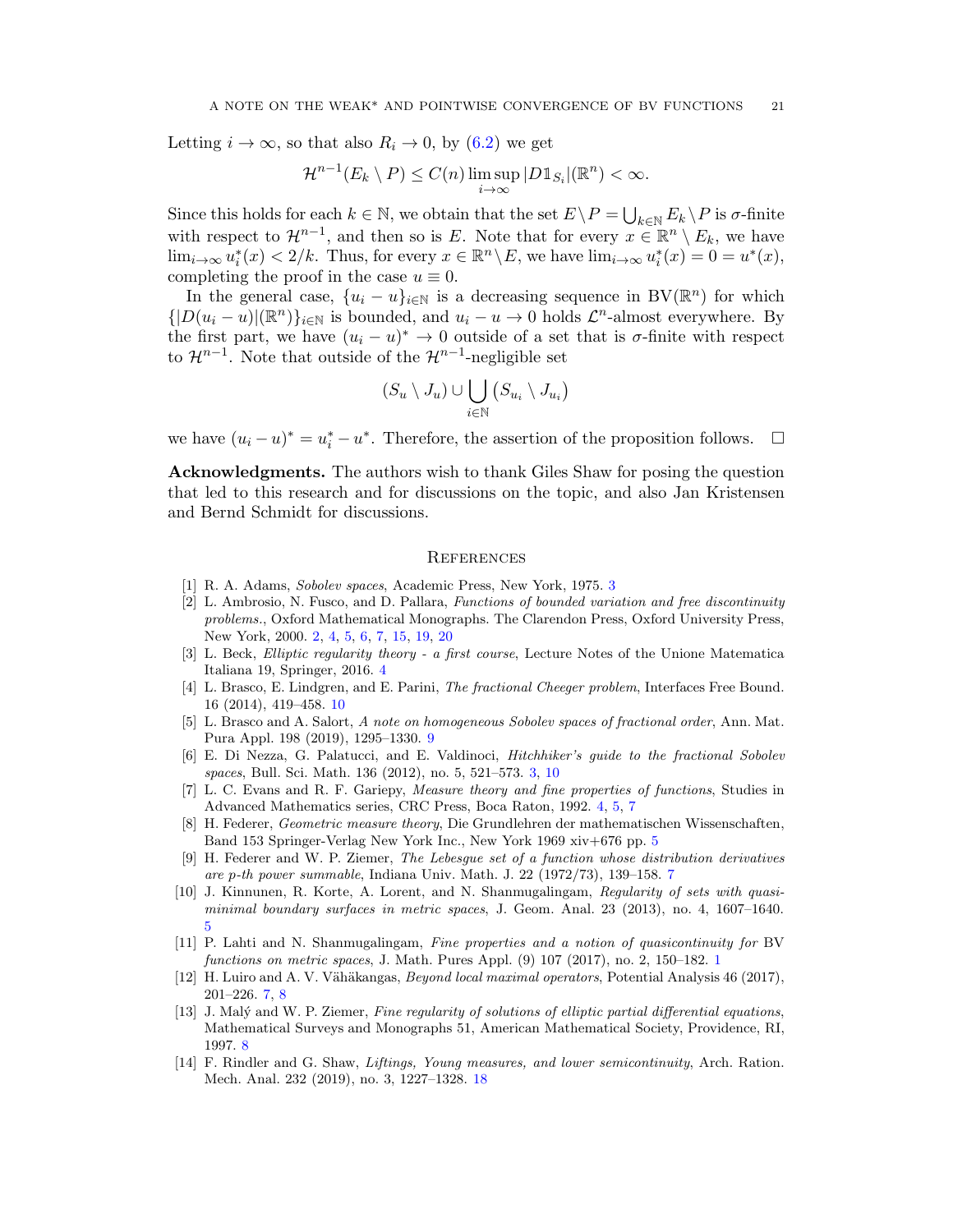Letting $i \to \infty$, so that also $R_i \to 0$, by (6.2) we get

$$\mathcal{H}^{n-1}(E_k \setminus P) \le C(n) \limsup_{i\to\infty} |D\mathbb{1}_{S_i}|(\mathbb{R}^n) < \infty.$$

Since this holds for each $k \in \mathbb{N}$, we obtain that the set $E \setminus P = \bigcup_{k\in\mathbb{N}} E_k \setminus P$ is $\sigma$-finite with respect to $\mathcal{H}^{n-1}$, and then so is $E$. Note that for every $x \in \mathbb{R}^n \setminus E_k$, we have $\lim_{i\to\infty} u_i^*(x) < 2/k$. Thus, for every $x \in \mathbb{R}^n \setminus E$, we have $\lim_{i\to\infty} u_i^*(x) = 0 = u^*(x)$, completing the proof in the case $u \equiv 0$.

In the general case, $\{u_i - u\}_{i\in\mathbb{N}}$ is a decreasing sequence in $\mathrm{BV}(\mathbb{R}^n)$ for which $\{|D(u_i - u)|(\mathbb{R}^n)\}_{i\in\mathbb{N}}$ is bounded, and $u_i - u \to 0$ holds $\mathcal{L}^n$-almost everywhere. By the first part, we have $(u_i - u)^* \to 0$ outside of a set that is $\sigma$-finite with respect to $\mathcal{H}^{n-1}$. Note that outside of the $\mathcal{H}^{n-1}$-negligible set

$$(S_u \setminus J_u) \cup \bigcup_{i\in\mathbb{N}} (S_{u_i} \setminus J_{u_i})$$

we have $(u_i - u)^* = u_i^* - u^*$. Therefore, the assertion of the proposition follows. $\square$

**Acknowledgments.** The authors wish to thank Giles Shaw for posing the question that led to this research and for discussions on the topic, and also Jan Kristensen and Bernd Schmidt for discussions.

## References

[1] R. A. Adams, *Sobolev spaces*, Academic Press, New York, 1975. 3

[2] L. Ambrosio, N. Fusco, and D. Pallara, *Functions of bounded variation and free discontinuity problems.*, Oxford Mathematical Monographs. The Clarendon Press, Oxford University Press, New York, 2000. 2, 4, 5, 6, 7, 15, 19, 20

[3] L. Beck, *Elliptic regularity theory - a first course*, Lecture Notes of the Unione Matematica Italiana 19, Springer, 2016. 4

[4] L. Brasco, E. Lindgren, and E. Parini, *The fractional Cheeger problem*, Interfaces Free Bound. 16 (2014), 419–458. 10

[5] L. Brasco and A. Salort, *A note on homogeneous Sobolev spaces of fractional order*, Ann. Mat. Pura Appl. 198 (2019), 1295–1330. 9

[6] E. Di Nezza, G. Palatucci, and E. Valdinoci, *Hitchhiker's guide to the fractional Sobolev spaces*, Bull. Sci. Math. 136 (2012), no. 5, 521–573. 3, 10

[7] L. C. Evans and R. F. Gariepy, *Measure theory and fine properties of functions*, Studies in Advanced Mathematics series, CRC Press, Boca Raton, 1992. 4, 5, 7

[8] H. Federer, *Geometric measure theory*, Die Grundlehren der mathematischen Wissenschaften, Band 153 Springer-Verlag New York Inc., New York 1969 xiv+676 pp. 5

[9] H. Federer and W. P. Ziemer, *The Lebesgue set of a function whose distribution derivatives are p-th power summable*, Indiana Univ. Math. J. 22 (1972/73), 139–158. 7

[10] J. Kinnunen, R. Korte, A. Lorent, and N. Shanmugalingam, *Regularity of sets with quasiminimal boundary surfaces in metric spaces*, J. Geom. Anal. 23 (2013), no. 4, 1607–1640. 5

[11] P. Lahti and N. Shanmugalingam, *Fine properties and a notion of quasicontinuity for* BV *functions on metric spaces*, J. Math. Pures Appl. (9) 107 (2017), no. 2, 150–182. 1

[12] H. Luiro and A. V. Vähäkangas, *Beyond local maximal operators*, Potential Analysis 46 (2017), 201–226. 7, 8

[13] J. Malý and W. P. Ziemer, *Fine regularity of solutions of elliptic partial differential equations*, Mathematical Surveys and Monographs 51, American Mathematical Society, Providence, RI, 1997. 8

[14] F. Rindler and G. Shaw, *Liftings, Young measures, and lower semicontinuity*, Arch. Ration. Mech. Anal. 232 (2019), no. 3, 1227–1328. 18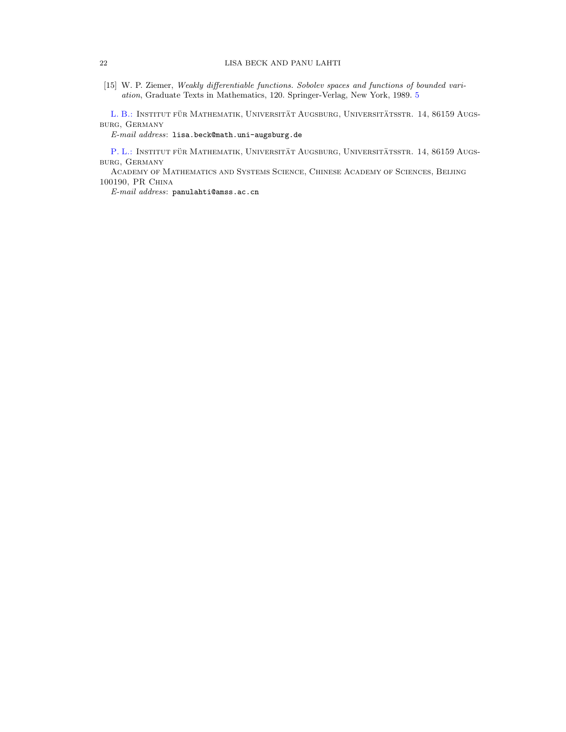[15] W. P. Ziemer, *Weakly differentiable functions. Sobolev spaces and functions of bounded variation*, Graduate Texts in Mathematics, 120. Springer-Verlag, New York, 1989. 5

L. B.: Institut für Mathematik, Universität Augsburg, Universitätsstr. 14, 86159 Augsburg, Germany

*E-mail address*: lisa.beck@math.uni-augsburg.de

P. L.: Institut für Mathematik, Universität Augsburg, Universitätsstr. 14, 86159 Augsburg, Germany

Academy of Mathematics and Systems Science, Chinese Academy of Sciences, Beijing 100190, PR China

*E-mail address*: panulahti@amss.ac.cn